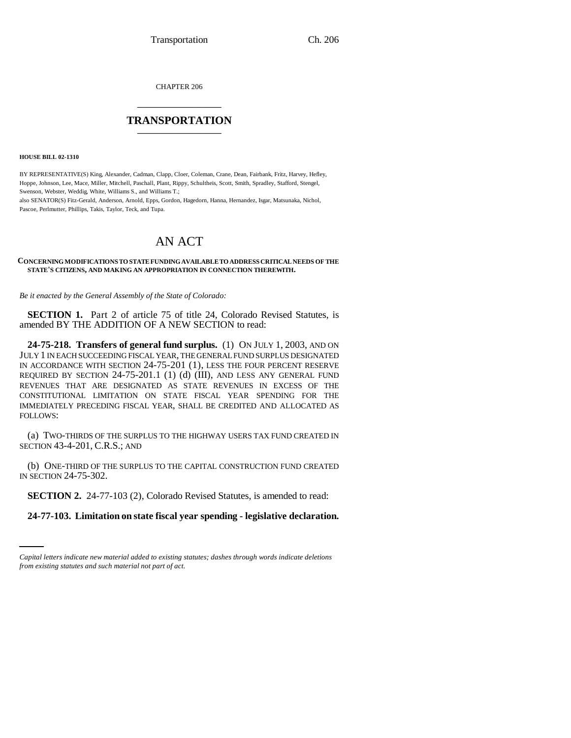CHAPTER 206

# TRANSPORTATION

**HOUSE BILL 02-1310**

BY REPRESENTATIVE(S) King, Alexander, Cadman, Clapp, Cloer, Coleman, Crane, Dean, Fairbank, Fritz, Harvey, Hefley, Hoppe, Johnson, Lee, Mace, Miller, Mitchell, Paschall, Plant, Rippy, Schultheis, Scott, Smith, Spradley, Stafford, Stengel, Swenson, Webster, Weddig, White, Williams S., and Williams T.;
also SENATOR(S) Fitz-Gerald, Anderson, Arnold, Epps, Gordon, Hagedorn, Hanna, Hernandez, Isgar, Matsunaka, Nichol, Pascoe, Perlmutter, Phillips, Takis, Taylor, Teck, and Tupa.

# AN ACT

**CONCERNING MODIFICATIONS TO STATE FUNDING AVAILABLE TO ADDRESS CRITICAL NEEDS OF THE STATE'S CITIZENS, AND MAKING AN APPROPRIATION IN CONNECTION THEREWITH.**

*Be it enacted by the General Assembly of the State of Colorado:*

**SECTION 1.** Part 2 of article 75 of title 24, Colorado Revised Statutes, is amended BY THE ADDITION OF A NEW SECTION to read:

**24-75-218. Transfers of general fund surplus.** (1) ON JULY 1, 2003, AND ON JULY 1 IN EACH SUCCEEDING FISCAL YEAR, THE GENERAL FUND SURPLUS DESIGNATED IN ACCORDANCE WITH SECTION 24-75-201 (1), LESS THE FOUR PERCENT RESERVE REQUIRED BY SECTION 24-75-201.1 (1) (d) (III), AND LESS ANY GENERAL FUND REVENUES THAT ARE DESIGNATED AS STATE REVENUES IN EXCESS OF THE CONSTITUTIONAL LIMITATION ON STATE FISCAL YEAR SPENDING FOR THE IMMEDIATELY PRECEDING FISCAL YEAR, SHALL BE CREDITED AND ALLOCATED AS FOLLOWS:

(a) TWO-THIRDS OF THE SURPLUS TO THE HIGHWAY USERS TAX FUND CREATED IN SECTION 43-4-201, C.R.S.; AND

(b) ONE-THIRD OF THE SURPLUS TO THE CAPITAL CONSTRUCTION FUND CREATED IN SECTION 24-75-302.

**SECTION 2.** 24-77-103 (2), Colorado Revised Statutes, is amended to read:

**24-77-103. Limitation on state fiscal year spending - legislative declaration.**

*Capital letters indicate new material added to existing statutes; dashes through words indicate deletions from existing statutes and such material not part of act.*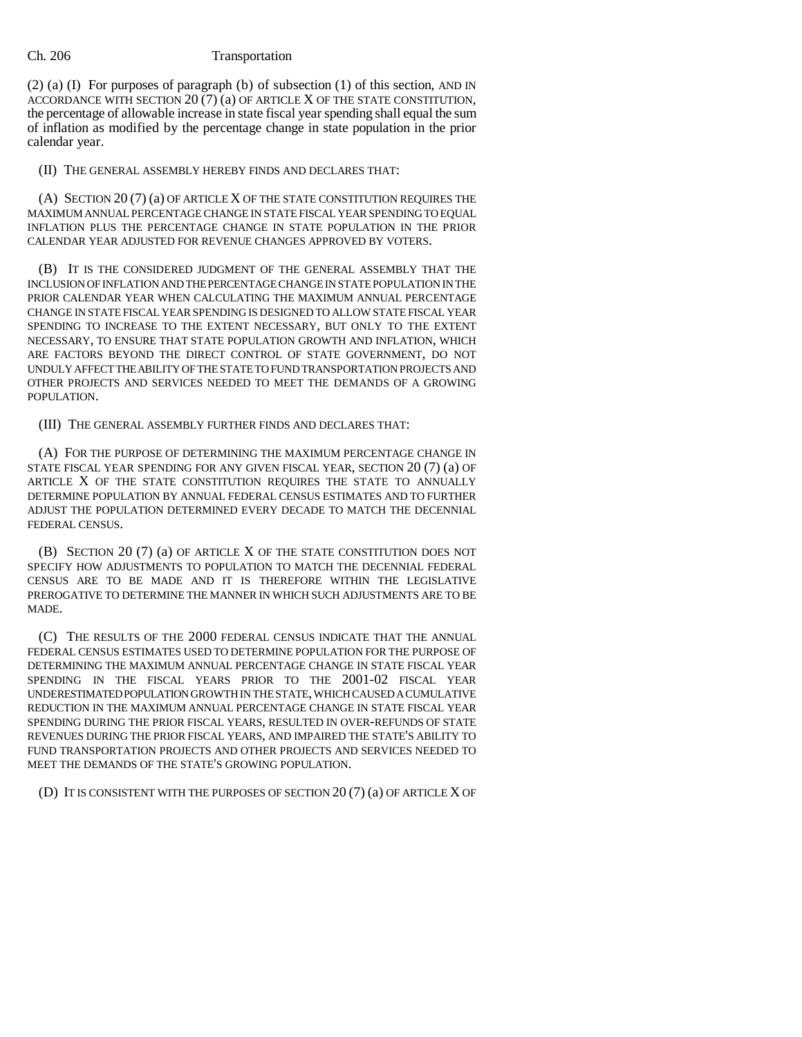(2) (a) (I) For purposes of paragraph (b) of subsection (1) of this section, AND IN ACCORDANCE WITH SECTION 20 (7) (a) OF ARTICLE X OF THE STATE CONSTITUTION, the percentage of allowable increase in state fiscal year spending shall equal the sum of inflation as modified by the percentage change in state population in the prior calendar year.

(II) THE GENERAL ASSEMBLY HEREBY FINDS AND DECLARES THAT:

(A) SECTION 20 (7) (a) OF ARTICLE X OF THE STATE CONSTITUTION REQUIRES THE MAXIMUM ANNUAL PERCENTAGE CHANGE IN STATE FISCAL YEAR SPENDING TO EQUAL INFLATION PLUS THE PERCENTAGE CHANGE IN STATE POPULATION IN THE PRIOR CALENDAR YEAR ADJUSTED FOR REVENUE CHANGES APPROVED BY VOTERS.

(B) IT IS THE CONSIDERED JUDGMENT OF THE GENERAL ASSEMBLY THAT THE INCLUSION OF INFLATION AND THE PERCENTAGE CHANGE IN STATE POPULATION IN THE PRIOR CALENDAR YEAR WHEN CALCULATING THE MAXIMUM ANNUAL PERCENTAGE CHANGE IN STATE FISCAL YEAR SPENDING IS DESIGNED TO ALLOW STATE FISCAL YEAR SPENDING TO INCREASE TO THE EXTENT NECESSARY, BUT ONLY TO THE EXTENT NECESSARY, TO ENSURE THAT STATE POPULATION GROWTH AND INFLATION, WHICH ARE FACTORS BEYOND THE DIRECT CONTROL OF STATE GOVERNMENT, DO NOT UNDULY AFFECT THE ABILITY OF THE STATE TO FUND TRANSPORTATION PROJECTS AND OTHER PROJECTS AND SERVICES NEEDED TO MEET THE DEMANDS OF A GROWING POPULATION.

(III) THE GENERAL ASSEMBLY FURTHER FINDS AND DECLARES THAT:

(A) FOR THE PURPOSE OF DETERMINING THE MAXIMUM PERCENTAGE CHANGE IN STATE FISCAL YEAR SPENDING FOR ANY GIVEN FISCAL YEAR, SECTION 20 (7) (a) OF ARTICLE X OF THE STATE CONSTITUTION REQUIRES THE STATE TO ANNUALLY DETERMINE POPULATION BY ANNUAL FEDERAL CENSUS ESTIMATES AND TO FURTHER ADJUST THE POPULATION DETERMINED EVERY DECADE TO MATCH THE DECENNIAL FEDERAL CENSUS.

(B) SECTION 20 (7) (a) OF ARTICLE X OF THE STATE CONSTITUTION DOES NOT SPECIFY HOW ADJUSTMENTS TO POPULATION TO MATCH THE DECENNIAL FEDERAL CENSUS ARE TO BE MADE AND IT IS THEREFORE WITHIN THE LEGISLATIVE PREROGATIVE TO DETERMINE THE MANNER IN WHICH SUCH ADJUSTMENTS ARE TO BE MADE.

(C) THE RESULTS OF THE 2000 FEDERAL CENSUS INDICATE THAT THE ANNUAL FEDERAL CENSUS ESTIMATES USED TO DETERMINE POPULATION FOR THE PURPOSE OF DETERMINING THE MAXIMUM ANNUAL PERCENTAGE CHANGE IN STATE FISCAL YEAR SPENDING IN THE FISCAL YEARS PRIOR TO THE 2001-02 FISCAL YEAR UNDERESTIMATED POPULATION GROWTH IN THE STATE, WHICH CAUSED A CUMULATIVE REDUCTION IN THE MAXIMUM ANNUAL PERCENTAGE CHANGE IN STATE FISCAL YEAR SPENDING DURING THE PRIOR FISCAL YEARS, RESULTED IN OVER-REFUNDS OF STATE REVENUES DURING THE PRIOR FISCAL YEARS, AND IMPAIRED THE STATE'S ABILITY TO FUND TRANSPORTATION PROJECTS AND OTHER PROJECTS AND SERVICES NEEDED TO MEET THE DEMANDS OF THE STATE'S GROWING POPULATION.

(D) IT IS CONSISTENT WITH THE PURPOSES OF SECTION 20 (7) (a) OF ARTICLE X OF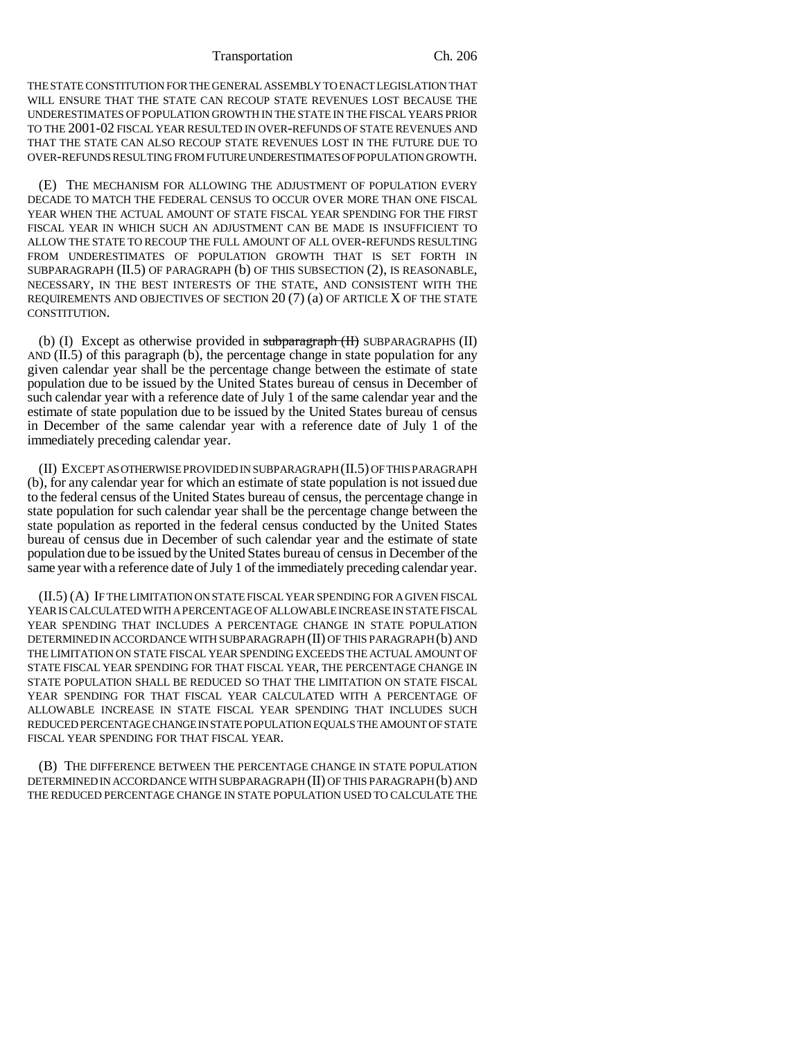THE STATE CONSTITUTION FOR THE GENERAL ASSEMBLY TO ENACT LEGISLATION THAT WILL ENSURE THAT THE STATE CAN RECOUP STATE REVENUES LOST BECAUSE THE UNDERESTIMATES OF POPULATION GROWTH IN THE STATE IN THE FISCAL YEARS PRIOR TO THE 2001-02 FISCAL YEAR RESULTED IN OVER-REFUNDS OF STATE REVENUES AND THAT THE STATE CAN ALSO RECOUP STATE REVENUES LOST IN THE FUTURE DUE TO OVER-REFUNDS RESULTING FROM FUTURE UNDERESTIMATES OF POPULATION GROWTH.

(E) THE MECHANISM FOR ALLOWING THE ADJUSTMENT OF POPULATION EVERY DECADE TO MATCH THE FEDERAL CENSUS TO OCCUR OVER MORE THAN ONE FISCAL YEAR WHEN THE ACTUAL AMOUNT OF STATE FISCAL YEAR SPENDING FOR THE FIRST FISCAL YEAR IN WHICH SUCH AN ADJUSTMENT CAN BE MADE IS INSUFFICIENT TO ALLOW THE STATE TO RECOUP THE FULL AMOUNT OF ALL OVER-REFUNDS RESULTING FROM UNDERESTIMATES OF POPULATION GROWTH THAT IS SET FORTH IN SUBPARAGRAPH (II.5) OF PARAGRAPH (b) OF THIS SUBSECTION (2), IS REASONABLE, NECESSARY, IN THE BEST INTERESTS OF THE STATE, AND CONSISTENT WITH THE REQUIREMENTS AND OBJECTIVES OF SECTION 20 (7) (a) OF ARTICLE X OF THE STATE CONSTITUTION.

(b) (I) Except as otherwise provided in ~~subparagraph (II)~~ SUBPARAGRAPHS (II) AND (II.5) of this paragraph (b), the percentage change in state population for any given calendar year shall be the percentage change between the estimate of state population due to be issued by the United States bureau of census in December of such calendar year with a reference date of July 1 of the same calendar year and the estimate of state population due to be issued by the United States bureau of census in December of the same calendar year with a reference date of July 1 of the immediately preceding calendar year.

(II) EXCEPT AS OTHERWISE PROVIDED IN SUBPARAGRAPH (II.5) OF THIS PARAGRAPH (b), for any calendar year for which an estimate of state population is not issued due to the federal census of the United States bureau of census, the percentage change in state population for such calendar year shall be the percentage change between the state population as reported in the federal census conducted by the United States bureau of census due in December of such calendar year and the estimate of state population due to be issued by the United States bureau of census in December of the same year with a reference date of July 1 of the immediately preceding calendar year.

(II.5) (A) IF THE LIMITATION ON STATE FISCAL YEAR SPENDING FOR A GIVEN FISCAL YEAR IS CALCULATED WITH A PERCENTAGE OF ALLOWABLE INCREASE IN STATE FISCAL YEAR SPENDING THAT INCLUDES A PERCENTAGE CHANGE IN STATE POPULATION DETERMINED IN ACCORDANCE WITH SUBPARAGRAPH (II) OF THIS PARAGRAPH (b) AND THE LIMITATION ON STATE FISCAL YEAR SPENDING EXCEEDS THE ACTUAL AMOUNT OF STATE FISCAL YEAR SPENDING FOR THAT FISCAL YEAR, THE PERCENTAGE CHANGE IN STATE POPULATION SHALL BE REDUCED SO THAT THE LIMITATION ON STATE FISCAL YEAR SPENDING FOR THAT FISCAL YEAR CALCULATED WITH A PERCENTAGE OF ALLOWABLE INCREASE IN STATE FISCAL YEAR SPENDING THAT INCLUDES SUCH REDUCED PERCENTAGE CHANGE IN STATE POPULATION EQUALS THE AMOUNT OF STATE FISCAL YEAR SPENDING FOR THAT FISCAL YEAR.

(B) THE DIFFERENCE BETWEEN THE PERCENTAGE CHANGE IN STATE POPULATION DETERMINED IN ACCORDANCE WITH SUBPARAGRAPH (II) OF THIS PARAGRAPH (b) AND THE REDUCED PERCENTAGE CHANGE IN STATE POPULATION USED TO CALCULATE THE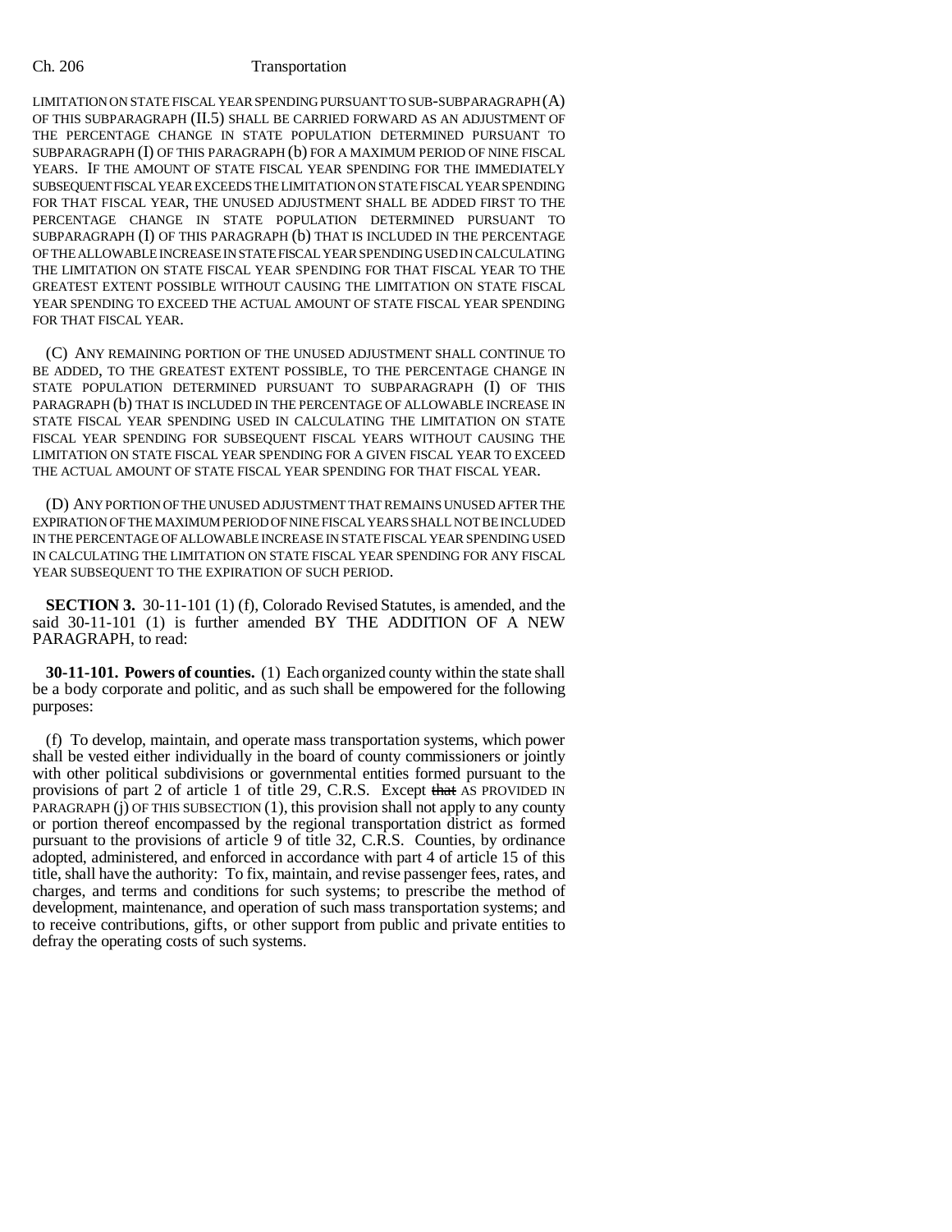LIMITATION ON STATE FISCAL YEAR SPENDING PURSUANT TO SUB-SUBPARAGRAPH (A) OF THIS SUBPARAGRAPH (II.5) SHALL BE CARRIED FORWARD AS AN ADJUSTMENT OF THE PERCENTAGE CHANGE IN STATE POPULATION DETERMINED PURSUANT TO SUBPARAGRAPH (I) OF THIS PARAGRAPH (b) FOR A MAXIMUM PERIOD OF NINE FISCAL YEARS. IF THE AMOUNT OF STATE FISCAL YEAR SPENDING FOR THE IMMEDIATELY SUBSEQUENT FISCAL YEAR EXCEEDS THE LIMITATION ON STATE FISCAL YEAR SPENDING FOR THAT FISCAL YEAR, THE UNUSED ADJUSTMENT SHALL BE ADDED FIRST TO THE PERCENTAGE CHANGE IN STATE POPULATION DETERMINED PURSUANT TO SUBPARAGRAPH (I) OF THIS PARAGRAPH (b) THAT IS INCLUDED IN THE PERCENTAGE OF THE ALLOWABLE INCREASE IN STATE FISCAL YEAR SPENDING USED IN CALCULATING THE LIMITATION ON STATE FISCAL YEAR SPENDING FOR THAT FISCAL YEAR TO THE GREATEST EXTENT POSSIBLE WITHOUT CAUSING THE LIMITATION ON STATE FISCAL YEAR SPENDING TO EXCEED THE ACTUAL AMOUNT OF STATE FISCAL YEAR SPENDING FOR THAT FISCAL YEAR.

(C) ANY REMAINING PORTION OF THE UNUSED ADJUSTMENT SHALL CONTINUE TO BE ADDED, TO THE GREATEST EXTENT POSSIBLE, TO THE PERCENTAGE CHANGE IN STATE POPULATION DETERMINED PURSUANT TO SUBPARAGRAPH (I) OF THIS PARAGRAPH (b) THAT IS INCLUDED IN THE PERCENTAGE OF ALLOWABLE INCREASE IN STATE FISCAL YEAR SPENDING USED IN CALCULATING THE LIMITATION ON STATE FISCAL YEAR SPENDING FOR SUBSEQUENT FISCAL YEARS WITHOUT CAUSING THE LIMITATION ON STATE FISCAL YEAR SPENDING FOR A GIVEN FISCAL YEAR TO EXCEED THE ACTUAL AMOUNT OF STATE FISCAL YEAR SPENDING FOR THAT FISCAL YEAR.

(D) ANY PORTION OF THE UNUSED ADJUSTMENT THAT REMAINS UNUSED AFTER THE EXPIRATION OF THE MAXIMUM PERIOD OF NINE FISCAL YEARS SHALL NOT BE INCLUDED IN THE PERCENTAGE OF ALLOWABLE INCREASE IN STATE FISCAL YEAR SPENDING USED IN CALCULATING THE LIMITATION ON STATE FISCAL YEAR SPENDING FOR ANY FISCAL YEAR SUBSEQUENT TO THE EXPIRATION OF SUCH PERIOD.

**SECTION 3.** 30-11-101 (1) (f), Colorado Revised Statutes, is amended, and the said 30-11-101 (1) is further amended BY THE ADDITION OF A NEW PARAGRAPH, to read:

**30-11-101. Powers of counties.** (1) Each organized county within the state shall be a body corporate and politic, and as such shall be empowered for the following purposes:

(f) To develop, maintain, and operate mass transportation systems, which power shall be vested either individually in the board of county commissioners or jointly with other political subdivisions or governmental entities formed pursuant to the provisions of part 2 of article 1 of title 29, C.R.S. Except ~~that~~ AS PROVIDED IN PARAGRAPH (j) OF THIS SUBSECTION (1), this provision shall not apply to any county or portion thereof encompassed by the regional transportation district as formed pursuant to the provisions of article 9 of title 32, C.R.S. Counties, by ordinance adopted, administered, and enforced in accordance with part 4 of article 15 of this title, shall have the authority: To fix, maintain, and revise passenger fees, rates, and charges, and terms and conditions for such systems; to prescribe the method of development, maintenance, and operation of such mass transportation systems; and to receive contributions, gifts, or other support from public and private entities to defray the operating costs of such systems.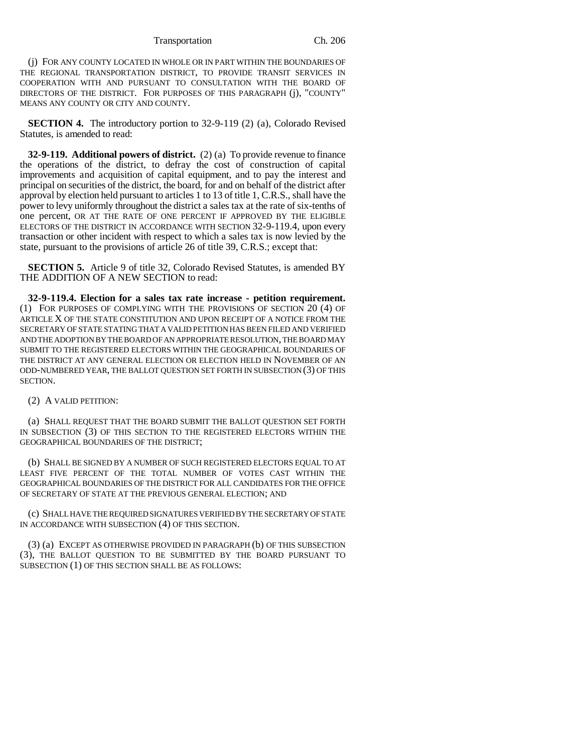(j) FOR ANY COUNTY LOCATED IN WHOLE OR IN PART WITHIN THE BOUNDARIES OF THE REGIONAL TRANSPORTATION DISTRICT, TO PROVIDE TRANSIT SERVICES IN COOPERATION WITH AND PURSUANT TO CONSULTATION WITH THE BOARD OF DIRECTORS OF THE DISTRICT. FOR PURPOSES OF THIS PARAGRAPH (j), "COUNTY" MEANS ANY COUNTY OR CITY AND COUNTY.

**SECTION 4.** The introductory portion to 32-9-119 (2) (a), Colorado Revised Statutes, is amended to read:

**32-9-119. Additional powers of district.** (2) (a) To provide revenue to finance the operations of the district, to defray the cost of construction of capital improvements and acquisition of capital equipment, and to pay the interest and principal on securities of the district, the board, for and on behalf of the district after approval by election held pursuant to articles 1 to 13 of title 1, C.R.S., shall have the power to levy uniformly throughout the district a sales tax at the rate of six-tenths of one percent, OR AT THE RATE OF ONE PERCENT IF APPROVED BY THE ELIGIBLE ELECTORS OF THE DISTRICT IN ACCORDANCE WITH SECTION 32-9-119.4, upon every transaction or other incident with respect to which a sales tax is now levied by the state, pursuant to the provisions of article 26 of title 39, C.R.S.; except that:

**SECTION 5.** Article 9 of title 32, Colorado Revised Statutes, is amended BY THE ADDITION OF A NEW SECTION to read:

**32-9-119.4. Election for a sales tax rate increase - petition requirement.** (1) FOR PURPOSES OF COMPLYING WITH THE PROVISIONS OF SECTION 20 (4) OF ARTICLE X OF THE STATE CONSTITUTION AND UPON RECEIPT OF A NOTICE FROM THE SECRETARY OF STATE STATING THAT A VALID PETITION HAS BEEN FILED AND VERIFIED AND THE ADOPTION BY THE BOARD OF AN APPROPRIATE RESOLUTION, THE BOARD MAY SUBMIT TO THE REGISTERED ELECTORS WITHIN THE GEOGRAPHICAL BOUNDARIES OF THE DISTRICT AT ANY GENERAL ELECTION OR ELECTION HELD IN NOVEMBER OF AN ODD-NUMBERED YEAR, THE BALLOT QUESTION SET FORTH IN SUBSECTION (3) OF THIS SECTION.

(2) A VALID PETITION:

(a) SHALL REQUEST THAT THE BOARD SUBMIT THE BALLOT QUESTION SET FORTH IN SUBSECTION (3) OF THIS SECTION TO THE REGISTERED ELECTORS WITHIN THE GEOGRAPHICAL BOUNDARIES OF THE DISTRICT;

(b) SHALL BE SIGNED BY A NUMBER OF SUCH REGISTERED ELECTORS EQUAL TO AT LEAST FIVE PERCENT OF THE TOTAL NUMBER OF VOTES CAST WITHIN THE GEOGRAPHICAL BOUNDARIES OF THE DISTRICT FOR ALL CANDIDATES FOR THE OFFICE OF SECRETARY OF STATE AT THE PREVIOUS GENERAL ELECTION; AND

(c) SHALL HAVE THE REQUIRED SIGNATURES VERIFIED BY THE SECRETARY OF STATE IN ACCORDANCE WITH SUBSECTION (4) OF THIS SECTION.

(3) (a) EXCEPT AS OTHERWISE PROVIDED IN PARAGRAPH (b) OF THIS SUBSECTION (3), THE BALLOT QUESTION TO BE SUBMITTED BY THE BOARD PURSUANT TO SUBSECTION (1) OF THIS SECTION SHALL BE AS FOLLOWS: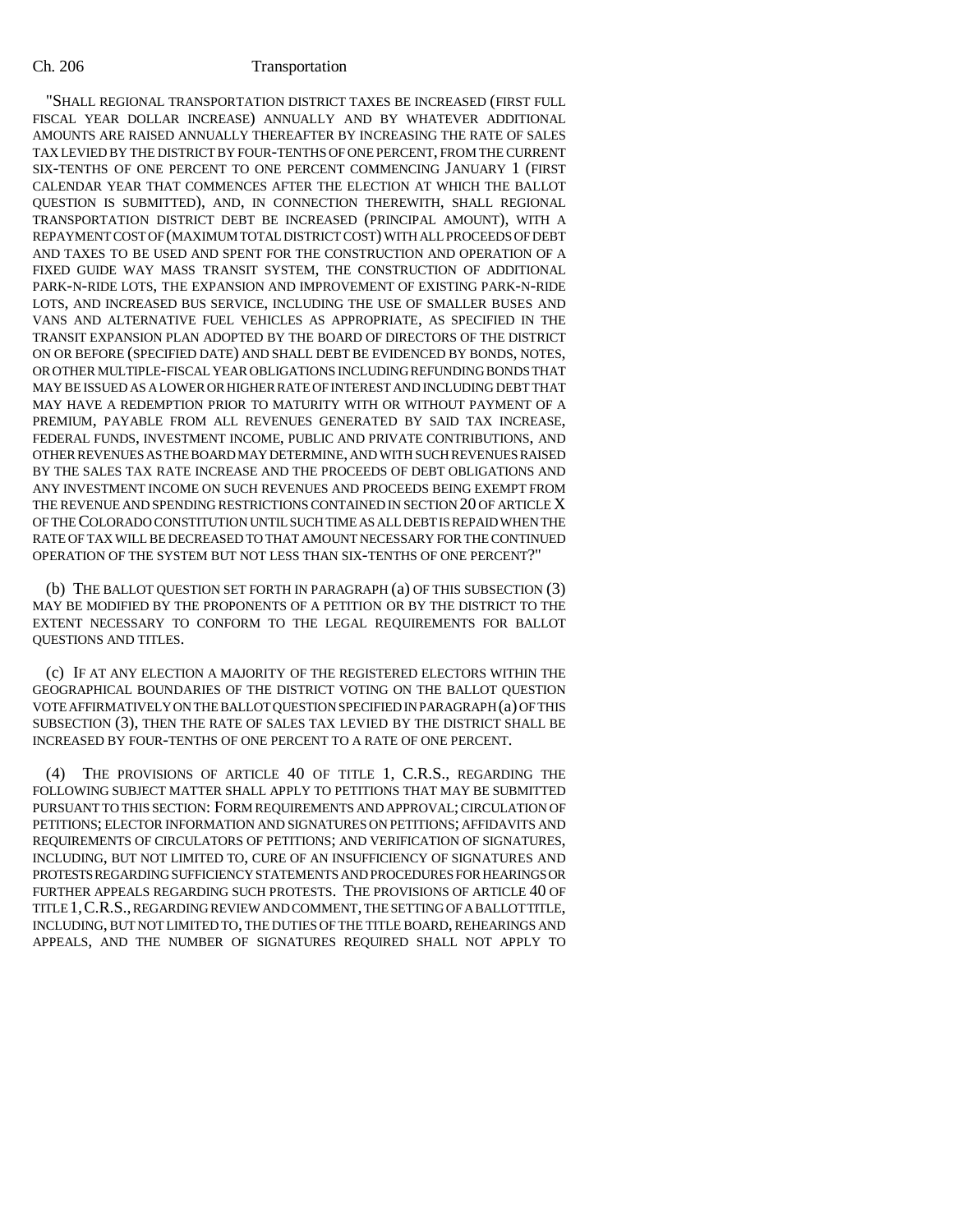"SHALL REGIONAL TRANSPORTATION DISTRICT TAXES BE INCREASED (FIRST FULL FISCAL YEAR DOLLAR INCREASE) ANNUALLY AND BY WHATEVER ADDITIONAL AMOUNTS ARE RAISED ANNUALLY THEREAFTER BY INCREASING THE RATE OF SALES TAX LEVIED BY THE DISTRICT BY FOUR-TENTHS OF ONE PERCENT, FROM THE CURRENT SIX-TENTHS OF ONE PERCENT TO ONE PERCENT COMMENCING JANUARY 1 (FIRST CALENDAR YEAR THAT COMMENCES AFTER THE ELECTION AT WHICH THE BALLOT QUESTION IS SUBMITTED), AND, IN CONNECTION THEREWITH, SHALL REGIONAL TRANSPORTATION DISTRICT DEBT BE INCREASED (PRINCIPAL AMOUNT), WITH A REPAYMENT COST OF (MAXIMUM TOTAL DISTRICT COST) WITH ALL PROCEEDS OF DEBT AND TAXES TO BE USED AND SPENT FOR THE CONSTRUCTION AND OPERATION OF A FIXED GUIDE WAY MASS TRANSIT SYSTEM, THE CONSTRUCTION OF ADDITIONAL PARK-N-RIDE LOTS, THE EXPANSION AND IMPROVEMENT OF EXISTING PARK-N-RIDE LOTS, AND INCREASED BUS SERVICE, INCLUDING THE USE OF SMALLER BUSES AND VANS AND ALTERNATIVE FUEL VEHICLES AS APPROPRIATE, AS SPECIFIED IN THE TRANSIT EXPANSION PLAN ADOPTED BY THE BOARD OF DIRECTORS OF THE DISTRICT ON OR BEFORE (SPECIFIED DATE) AND SHALL DEBT BE EVIDENCED BY BONDS, NOTES, OR OTHER MULTIPLE-FISCAL YEAR OBLIGATIONS INCLUDING REFUNDING BONDS THAT MAY BE ISSUED AS A LOWER OR HIGHER RATE OF INTEREST AND INCLUDING DEBT THAT MAY HAVE A REDEMPTION PRIOR TO MATURITY WITH OR WITHOUT PAYMENT OF A PREMIUM, PAYABLE FROM ALL REVENUES GENERATED BY SAID TAX INCREASE, FEDERAL FUNDS, INVESTMENT INCOME, PUBLIC AND PRIVATE CONTRIBUTIONS, AND OTHER REVENUES AS THE BOARD MAY DETERMINE, AND WITH SUCH REVENUES RAISED BY THE SALES TAX RATE INCREASE AND THE PROCEEDS OF DEBT OBLIGATIONS AND ANY INVESTMENT INCOME ON SUCH REVENUES AND PROCEEDS BEING EXEMPT FROM THE REVENUE AND SPENDING RESTRICTIONS CONTAINED IN SECTION 20 OF ARTICLE X OF THE COLORADO CONSTITUTION UNTIL SUCH TIME AS ALL DEBT IS REPAID WHEN THE RATE OF TAX WILL BE DECREASED TO THAT AMOUNT NECESSARY FOR THE CONTINUED OPERATION OF THE SYSTEM BUT NOT LESS THAN SIX-TENTHS OF ONE PERCENT?"

(b) THE BALLOT QUESTION SET FORTH IN PARAGRAPH (a) OF THIS SUBSECTION (3) MAY BE MODIFIED BY THE PROPONENTS OF A PETITION OR BY THE DISTRICT TO THE EXTENT NECESSARY TO CONFORM TO THE LEGAL REQUIREMENTS FOR BALLOT QUESTIONS AND TITLES.

(c) IF AT ANY ELECTION A MAJORITY OF THE REGISTERED ELECTORS WITHIN THE GEOGRAPHICAL BOUNDARIES OF THE DISTRICT VOTING ON THE BALLOT QUESTION VOTE AFFIRMATIVELY ON THE BALLOT QUESTION SPECIFIED IN PARAGRAPH (a) OF THIS SUBSECTION (3), THEN THE RATE OF SALES TAX LEVIED BY THE DISTRICT SHALL BE INCREASED BY FOUR-TENTHS OF ONE PERCENT TO A RATE OF ONE PERCENT.

(4) THE PROVISIONS OF ARTICLE 40 OF TITLE 1, C.R.S., REGARDING THE FOLLOWING SUBJECT MATTER SHALL APPLY TO PETITIONS THAT MAY BE SUBMITTED PURSUANT TO THIS SECTION: FORM REQUIREMENTS AND APPROVAL; CIRCULATION OF PETITIONS; ELECTOR INFORMATION AND SIGNATURES ON PETITIONS; AFFIDAVITS AND REQUIREMENTS OF CIRCULATORS OF PETITIONS; AND VERIFICATION OF SIGNATURES, INCLUDING, BUT NOT LIMITED TO, CURE OF AN INSUFFICIENCY OF SIGNATURES AND PROTESTS REGARDING SUFFICIENCY STATEMENTS AND PROCEDURES FOR HEARINGS OR FURTHER APPEALS REGARDING SUCH PROTESTS. THE PROVISIONS OF ARTICLE 40 OF TITLE 1, C.R.S., REGARDING REVIEW AND COMMENT, THE SETTING OF A BALLOT TITLE, INCLUDING, BUT NOT LIMITED TO, THE DUTIES OF THE TITLE BOARD, REHEARINGS AND APPEALS, AND THE NUMBER OF SIGNATURES REQUIRED SHALL NOT APPLY TO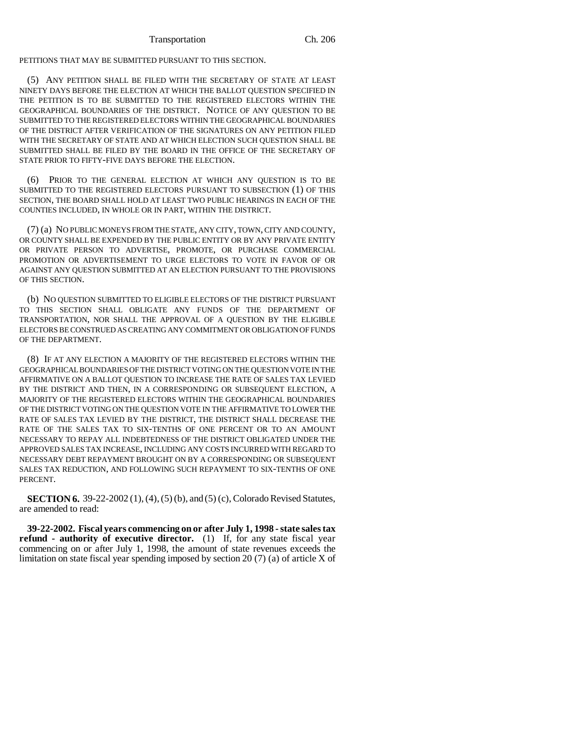PETITIONS THAT MAY BE SUBMITTED PURSUANT TO THIS SECTION.

(5) ANY PETITION SHALL BE FILED WITH THE SECRETARY OF STATE AT LEAST NINETY DAYS BEFORE THE ELECTION AT WHICH THE BALLOT QUESTION SPECIFIED IN THE PETITION IS TO BE SUBMITTED TO THE REGISTERED ELECTORS WITHIN THE GEOGRAPHICAL BOUNDARIES OF THE DISTRICT. NOTICE OF ANY QUESTION TO BE SUBMITTED TO THE REGISTERED ELECTORS WITHIN THE GEOGRAPHICAL BOUNDARIES OF THE DISTRICT AFTER VERIFICATION OF THE SIGNATURES ON ANY PETITION FILED WITH THE SECRETARY OF STATE AND AT WHICH ELECTION SUCH QUESTION SHALL BE SUBMITTED SHALL BE FILED BY THE BOARD IN THE OFFICE OF THE SECRETARY OF STATE PRIOR TO FIFTY-FIVE DAYS BEFORE THE ELECTION.

(6) PRIOR TO THE GENERAL ELECTION AT WHICH ANY QUESTION IS TO BE SUBMITTED TO THE REGISTERED ELECTORS PURSUANT TO SUBSECTION (1) OF THIS SECTION, THE BOARD SHALL HOLD AT LEAST TWO PUBLIC HEARINGS IN EACH OF THE COUNTIES INCLUDED, IN WHOLE OR IN PART, WITHIN THE DISTRICT.

(7) (a) NO PUBLIC MONEYS FROM THE STATE, ANY CITY, TOWN, CITY AND COUNTY, OR COUNTY SHALL BE EXPENDED BY THE PUBLIC ENTITY OR BY ANY PRIVATE ENTITY OR PRIVATE PERSON TO ADVERTISE, PROMOTE, OR PURCHASE COMMERCIAL PROMOTION OR ADVERTISEMENT TO URGE ELECTORS TO VOTE IN FAVOR OF OR AGAINST ANY QUESTION SUBMITTED AT AN ELECTION PURSUANT TO THE PROVISIONS OF THIS SECTION.

(b) NO QUESTION SUBMITTED TO ELIGIBLE ELECTORS OF THE DISTRICT PURSUANT TO THIS SECTION SHALL OBLIGATE ANY FUNDS OF THE DEPARTMENT OF TRANSPORTATION, NOR SHALL THE APPROVAL OF A QUESTION BY THE ELIGIBLE ELECTORS BE CONSTRUED AS CREATING ANY COMMITMENT OR OBLIGATION OF FUNDS OF THE DEPARTMENT.

(8) IF AT ANY ELECTION A MAJORITY OF THE REGISTERED ELECTORS WITHIN THE GEOGRAPHICAL BOUNDARIES OF THE DISTRICT VOTING ON THE QUESTION VOTE IN THE AFFIRMATIVE ON A BALLOT QUESTION TO INCREASE THE RATE OF SALES TAX LEVIED BY THE DISTRICT AND THEN, IN A CORRESPONDING OR SUBSEQUENT ELECTION, A MAJORITY OF THE REGISTERED ELECTORS WITHIN THE GEOGRAPHICAL BOUNDARIES OF THE DISTRICT VOTING ON THE QUESTION VOTE IN THE AFFIRMATIVE TO LOWER THE RATE OF SALES TAX LEVIED BY THE DISTRICT, THE DISTRICT SHALL DECREASE THE RATE OF THE SALES TAX TO SIX-TENTHS OF ONE PERCENT OR TO AN AMOUNT NECESSARY TO REPAY ALL INDEBTEDNESS OF THE DISTRICT OBLIGATED UNDER THE APPROVED SALES TAX INCREASE, INCLUDING ANY COSTS INCURRED WITH REGARD TO NECESSARY DEBT REPAYMENT BROUGHT ON BY A CORRESPONDING OR SUBSEQUENT SALES TAX REDUCTION, AND FOLLOWING SUCH REPAYMENT TO SIX-TENTHS OF ONE PERCENT.

**SECTION 6.** 39-22-2002 (1), (4), (5) (b), and (5) (c), Colorado Revised Statutes, are amended to read:

**39-22-2002. Fiscal years commencing on or after July 1, 1998 - state sales tax refund - authority of executive director.** (1) If, for any state fiscal year commencing on or after July 1, 1998, the amount of state revenues exceeds the limitation on state fiscal year spending imposed by section 20 (7) (a) of article X of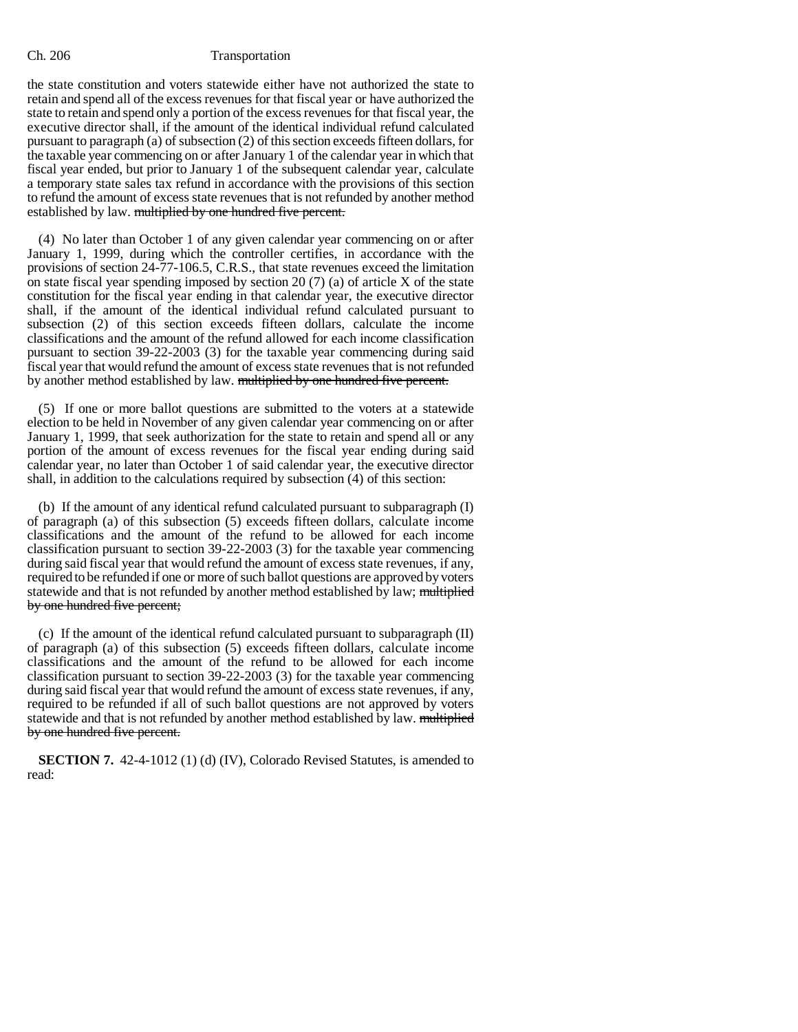the state constitution and voters statewide either have not authorized the state to retain and spend all of the excess revenues for that fiscal year or have authorized the state to retain and spend only a portion of the excess revenues for that fiscal year, the executive director shall, if the amount of the identical individual refund calculated pursuant to paragraph (a) of subsection (2) of this section exceeds fifteen dollars, for the taxable year commencing on or after January 1 of the calendar year in which that fiscal year ended, but prior to January 1 of the subsequent calendar year, calculate a temporary state sales tax refund in accordance with the provisions of this section to refund the amount of excess state revenues that is not refunded by another method established by law. ~~multiplied by one hundred five percent.~~

(4) No later than October 1 of any given calendar year commencing on or after January 1, 1999, during which the controller certifies, in accordance with the provisions of section 24-77-106.5, C.R.S., that state revenues exceed the limitation on state fiscal year spending imposed by section 20 (7) (a) of article X of the state constitution for the fiscal year ending in that calendar year, the executive director shall, if the amount of the identical individual refund calculated pursuant to subsection (2) of this section exceeds fifteen dollars, calculate the income classifications and the amount of the refund allowed for each income classification pursuant to section 39-22-2003 (3) for the taxable year commencing during said fiscal year that would refund the amount of excess state revenues that is not refunded by another method established by law. ~~multiplied by one hundred five percent.~~

(5) If one or more ballot questions are submitted to the voters at a statewide election to be held in November of any given calendar year commencing on or after January 1, 1999, that seek authorization for the state to retain and spend all or any portion of the amount of excess revenues for the fiscal year ending during said calendar year, no later than October 1 of said calendar year, the executive director shall, in addition to the calculations required by subsection (4) of this section:

(b) If the amount of any identical refund calculated pursuant to subparagraph (I) of paragraph (a) of this subsection (5) exceeds fifteen dollars, calculate income classifications and the amount of the refund to be allowed for each income classification pursuant to section 39-22-2003 (3) for the taxable year commencing during said fiscal year that would refund the amount of excess state revenues, if any, required to be refunded if one or more of such ballot questions are approved by voters statewide and that is not refunded by another method established by law; ~~multiplied by one hundred five percent;~~

(c) If the amount of the identical refund calculated pursuant to subparagraph (II) of paragraph (a) of this subsection (5) exceeds fifteen dollars, calculate income classifications and the amount of the refund to be allowed for each income classification pursuant to section 39-22-2003 (3) for the taxable year commencing during said fiscal year that would refund the amount of excess state revenues, if any, required to be refunded if all of such ballot questions are not approved by voters statewide and that is not refunded by another method established by law. ~~multiplied by one hundred five percent.~~

**SECTION 7.** 42-4-1012 (1) (d) (IV), Colorado Revised Statutes, is amended to read: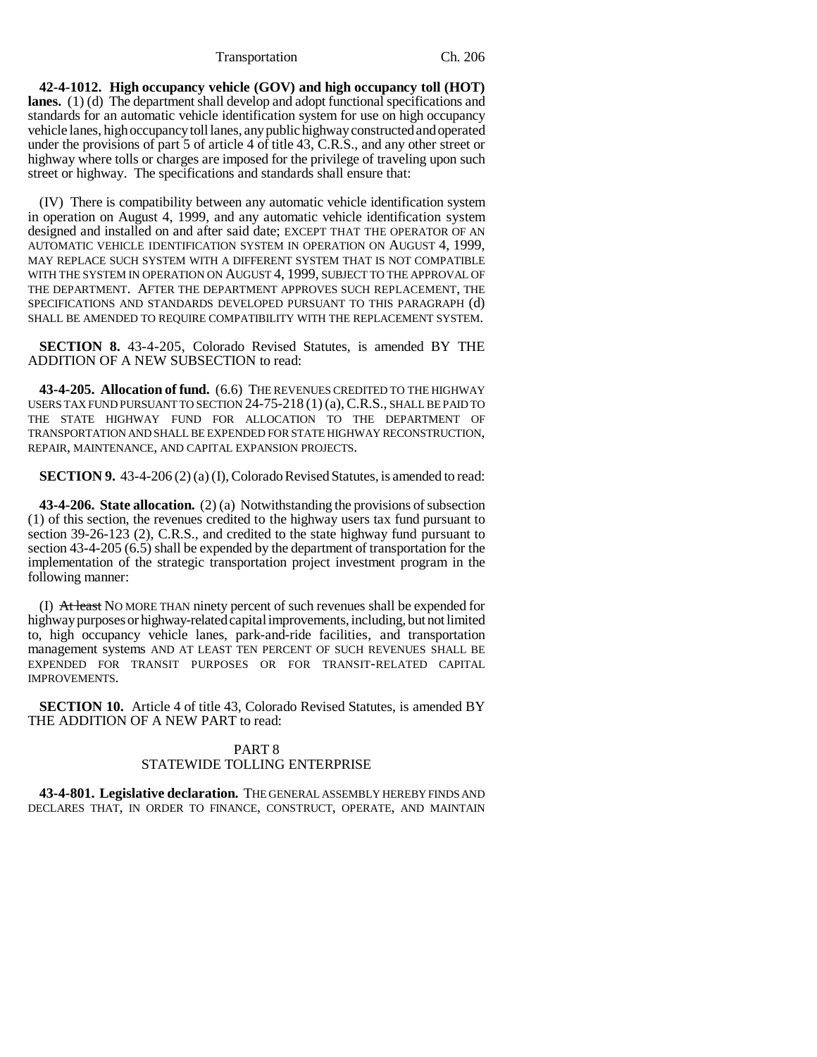**42-4-1012. High occupancy vehicle (GOV) and high occupancy toll (HOT) lanes.** (1) (d) The department shall develop and adopt functional specifications and standards for an automatic vehicle identification system for use on high occupancy vehicle lanes, high occupancy toll lanes, any public highway constructed and operated under the provisions of part 5 of article 4 of title 43, C.R.S., and any other street or highway where tolls or charges are imposed for the privilege of traveling upon such street or highway. The specifications and standards shall ensure that:

(IV) There is compatibility between any automatic vehicle identification system in operation on August 4, 1999, and any automatic vehicle identification system designed and installed on and after said date; EXCEPT THAT THE OPERATOR OF AN AUTOMATIC VEHICLE IDENTIFICATION SYSTEM IN OPERATION ON AUGUST 4, 1999, MAY REPLACE SUCH SYSTEM WITH A DIFFERENT SYSTEM THAT IS NOT COMPATIBLE WITH THE SYSTEM IN OPERATION ON AUGUST 4, 1999, SUBJECT TO THE APPROVAL OF THE DEPARTMENT. AFTER THE DEPARTMENT APPROVES SUCH REPLACEMENT, THE SPECIFICATIONS AND STANDARDS DEVELOPED PURSUANT TO THIS PARAGRAPH (d) SHALL BE AMENDED TO REQUIRE COMPATIBILITY WITH THE REPLACEMENT SYSTEM.

**SECTION 8.** 43-4-205, Colorado Revised Statutes, is amended BY THE ADDITION OF A NEW SUBSECTION to read:

**43-4-205. Allocation of fund.** (6.6) THE REVENUES CREDITED TO THE HIGHWAY USERS TAX FUND PURSUANT TO SECTION 24-75-218 (1) (a), C.R.S., SHALL BE PAID TO THE STATE HIGHWAY FUND FOR ALLOCATION TO THE DEPARTMENT OF TRANSPORTATION AND SHALL BE EXPENDED FOR STATE HIGHWAY RECONSTRUCTION, REPAIR, MAINTENANCE, AND CAPITAL EXPANSION PROJECTS.

**SECTION 9.** 43-4-206 (2) (a) (I), Colorado Revised Statutes, is amended to read:

**43-4-206. State allocation.** (2) (a) Notwithstanding the provisions of subsection (1) of this section, the revenues credited to the highway users tax fund pursuant to section 39-26-123 (2), C.R.S., and credited to the state highway fund pursuant to section 43-4-205 (6.5) shall be expended by the department of transportation for the implementation of the strategic transportation project investment program in the following manner:

(I) ~~At least~~ NO MORE THAN ninety percent of such revenues shall be expended for highway purposes or highway-related capital improvements, including, but not limited to, high occupancy vehicle lanes, park-and-ride facilities, and transportation management systems AND AT LEAST TEN PERCENT OF SUCH REVENUES SHALL BE EXPENDED FOR TRANSIT PURPOSES OR FOR TRANSIT-RELATED CAPITAL IMPROVEMENTS.

**SECTION 10.** Article 4 of title 43, Colorado Revised Statutes, is amended BY THE ADDITION OF A NEW PART to read:

PART 8
STATEWIDE TOLLING ENTERPRISE

**43-4-801. Legislative declaration.** THE GENERAL ASSEMBLY HEREBY FINDS AND DECLARES THAT, IN ORDER TO FINANCE, CONSTRUCT, OPERATE, AND MAINTAIN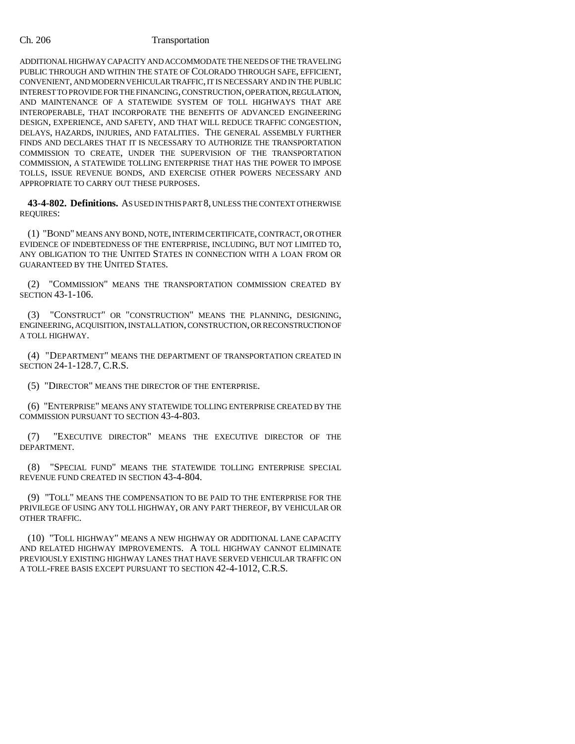ADDITIONAL HIGHWAY CAPACITY AND ACCOMMODATE THE NEEDS OF THE TRAVELING PUBLIC THROUGH AND WITHIN THE STATE OF COLORADO THROUGH SAFE, EFFICIENT, CONVENIENT, AND MODERN VEHICULAR TRAFFIC, IT IS NECESSARY AND IN THE PUBLIC INTEREST TO PROVIDE FOR THE FINANCING, CONSTRUCTION, OPERATION, REGULATION, AND MAINTENANCE OF A STATEWIDE SYSTEM OF TOLL HIGHWAYS THAT ARE INTEROPERABLE, THAT INCORPORATE THE BENEFITS OF ADVANCED ENGINEERING DESIGN, EXPERIENCE, AND SAFETY, AND THAT WILL REDUCE TRAFFIC CONGESTION, DELAYS, HAZARDS, INJURIES, AND FATALITIES. THE GENERAL ASSEMBLY FURTHER FINDS AND DECLARES THAT IT IS NECESSARY TO AUTHORIZE THE TRANSPORTATION COMMISSION TO CREATE, UNDER THE SUPERVISION OF THE TRANSPORTATION COMMISSION, A STATEWIDE TOLLING ENTERPRISE THAT HAS THE POWER TO IMPOSE TOLLS, ISSUE REVENUE BONDS, AND EXERCISE OTHER POWERS NECESSARY AND APPROPRIATE TO CARRY OUT THESE PURPOSES.

**43-4-802. Definitions.** AS USED IN THIS PART 8, UNLESS THE CONTEXT OTHERWISE REQUIRES:

(1) "BOND" MEANS ANY BOND, NOTE, INTERIM CERTIFICATE, CONTRACT, OR OTHER EVIDENCE OF INDEBTEDNESS OF THE ENTERPRISE, INCLUDING, BUT NOT LIMITED TO, ANY OBLIGATION TO THE UNITED STATES IN CONNECTION WITH A LOAN FROM OR GUARANTEED BY THE UNITED STATES.

(2) "COMMISSION" MEANS THE TRANSPORTATION COMMISSION CREATED BY SECTION 43-1-106.

(3) "CONSTRUCT" OR "CONSTRUCTION" MEANS THE PLANNING, DESIGNING, ENGINEERING, ACQUISITION, INSTALLATION, CONSTRUCTION, OR RECONSTRUCTION OF A TOLL HIGHWAY.

(4) "DEPARTMENT" MEANS THE DEPARTMENT OF TRANSPORTATION CREATED IN SECTION 24-1-128.7, C.R.S.

(5) "DIRECTOR" MEANS THE DIRECTOR OF THE ENTERPRISE.

(6) "ENTERPRISE" MEANS ANY STATEWIDE TOLLING ENTERPRISE CREATED BY THE COMMISSION PURSUANT TO SECTION 43-4-803.

(7) "EXECUTIVE DIRECTOR" MEANS THE EXECUTIVE DIRECTOR OF THE DEPARTMENT.

(8) "SPECIAL FUND" MEANS THE STATEWIDE TOLLING ENTERPRISE SPECIAL REVENUE FUND CREATED IN SECTION 43-4-804.

(9) "TOLL" MEANS THE COMPENSATION TO BE PAID TO THE ENTERPRISE FOR THE PRIVILEGE OF USING ANY TOLL HIGHWAY, OR ANY PART THEREOF, BY VEHICULAR OR OTHER TRAFFIC.

(10) "TOLL HIGHWAY" MEANS A NEW HIGHWAY OR ADDITIONAL LANE CAPACITY AND RELATED HIGHWAY IMPROVEMENTS. A TOLL HIGHWAY CANNOT ELIMINATE PREVIOUSLY EXISTING HIGHWAY LANES THAT HAVE SERVED VEHICULAR TRAFFIC ON A TOLL-FREE BASIS EXCEPT PURSUANT TO SECTION 42-4-1012, C.R.S.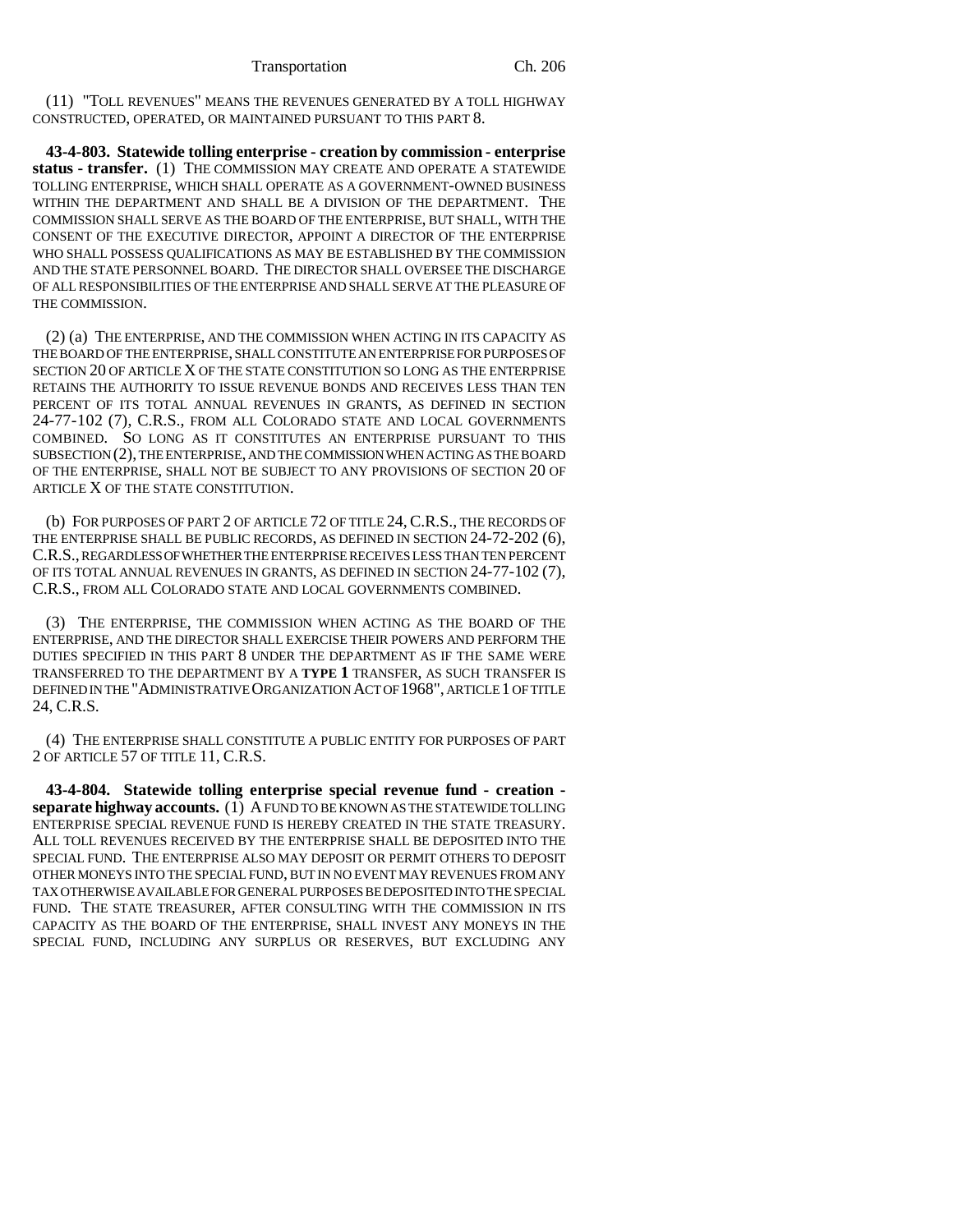(11) "TOLL REVENUES" MEANS THE REVENUES GENERATED BY A TOLL HIGHWAY CONSTRUCTED, OPERATED, OR MAINTAINED PURSUANT TO THIS PART 8.

**43-4-803. Statewide tolling enterprise - creation by commission - enterprise status - transfer.** (1) THE COMMISSION MAY CREATE AND OPERATE A STATEWIDE TOLLING ENTERPRISE, WHICH SHALL OPERATE AS A GOVERNMENT-OWNED BUSINESS WITHIN THE DEPARTMENT AND SHALL BE A DIVISION OF THE DEPARTMENT. THE COMMISSION SHALL SERVE AS THE BOARD OF THE ENTERPRISE, BUT SHALL, WITH THE CONSENT OF THE EXECUTIVE DIRECTOR, APPOINT A DIRECTOR OF THE ENTERPRISE WHO SHALL POSSESS QUALIFICATIONS AS MAY BE ESTABLISHED BY THE COMMISSION AND THE STATE PERSONNEL BOARD. THE DIRECTOR SHALL OVERSEE THE DISCHARGE OF ALL RESPONSIBILITIES OF THE ENTERPRISE AND SHALL SERVE AT THE PLEASURE OF THE COMMISSION.

(2) (a) THE ENTERPRISE, AND THE COMMISSION WHEN ACTING IN ITS CAPACITY AS THE BOARD OF THE ENTERPRISE, SHALL CONSTITUTE AN ENTERPRISE FOR PURPOSES OF SECTION 20 OF ARTICLE X OF THE STATE CONSTITUTION SO LONG AS THE ENTERPRISE RETAINS THE AUTHORITY TO ISSUE REVENUE BONDS AND RECEIVES LESS THAN TEN PERCENT OF ITS TOTAL ANNUAL REVENUES IN GRANTS, AS DEFINED IN SECTION 24-77-102 (7), C.R.S., FROM ALL COLORADO STATE AND LOCAL GOVERNMENTS COMBINED. SO LONG AS IT CONSTITUTES AN ENTERPRISE PURSUANT TO THIS SUBSECTION (2), THE ENTERPRISE, AND THE COMMISSION WHEN ACTING AS THE BOARD OF THE ENTERPRISE, SHALL NOT BE SUBJECT TO ANY PROVISIONS OF SECTION 20 OF ARTICLE X OF THE STATE CONSTITUTION.

(b) FOR PURPOSES OF PART 2 OF ARTICLE 72 OF TITLE 24, C.R.S., THE RECORDS OF THE ENTERPRISE SHALL BE PUBLIC RECORDS, AS DEFINED IN SECTION 24-72-202 (6), C.R.S., REGARDLESS OF WHETHER THE ENTERPRISE RECEIVES LESS THAN TEN PERCENT OF ITS TOTAL ANNUAL REVENUES IN GRANTS, AS DEFINED IN SECTION 24-77-102 (7), C.R.S., FROM ALL COLORADO STATE AND LOCAL GOVERNMENTS COMBINED.

(3) THE ENTERPRISE, THE COMMISSION WHEN ACTING AS THE BOARD OF THE ENTERPRISE, AND THE DIRECTOR SHALL EXERCISE THEIR POWERS AND PERFORM THE DUTIES SPECIFIED IN THIS PART 8 UNDER THE DEPARTMENT AS IF THE SAME WERE TRANSFERRED TO THE DEPARTMENT BY A **TYPE 1** TRANSFER, AS SUCH TRANSFER IS DEFINED IN THE "ADMINISTRATIVE ORGANIZATION ACT OF 1968", ARTICLE 1 OF TITLE 24, C.R.S.

(4) THE ENTERPRISE SHALL CONSTITUTE A PUBLIC ENTITY FOR PURPOSES OF PART 2 OF ARTICLE 57 OF TITLE 11, C.R.S.

**43-4-804. Statewide tolling enterprise special revenue fund - creation - separate highway accounts.** (1) A FUND TO BE KNOWN AS THE STATEWIDE TOLLING ENTERPRISE SPECIAL REVENUE FUND IS HEREBY CREATED IN THE STATE TREASURY. ALL TOLL REVENUES RECEIVED BY THE ENTERPRISE SHALL BE DEPOSITED INTO THE SPECIAL FUND. THE ENTERPRISE ALSO MAY DEPOSIT OR PERMIT OTHERS TO DEPOSIT OTHER MONEYS INTO THE SPECIAL FUND, BUT IN NO EVENT MAY REVENUES FROM ANY TAX OTHERWISE AVAILABLE FOR GENERAL PURPOSES BE DEPOSITED INTO THE SPECIAL FUND. THE STATE TREASURER, AFTER CONSULTING WITH THE COMMISSION IN ITS CAPACITY AS THE BOARD OF THE ENTERPRISE, SHALL INVEST ANY MONEYS IN THE SPECIAL FUND, INCLUDING ANY SURPLUS OR RESERVES, BUT EXCLUDING ANY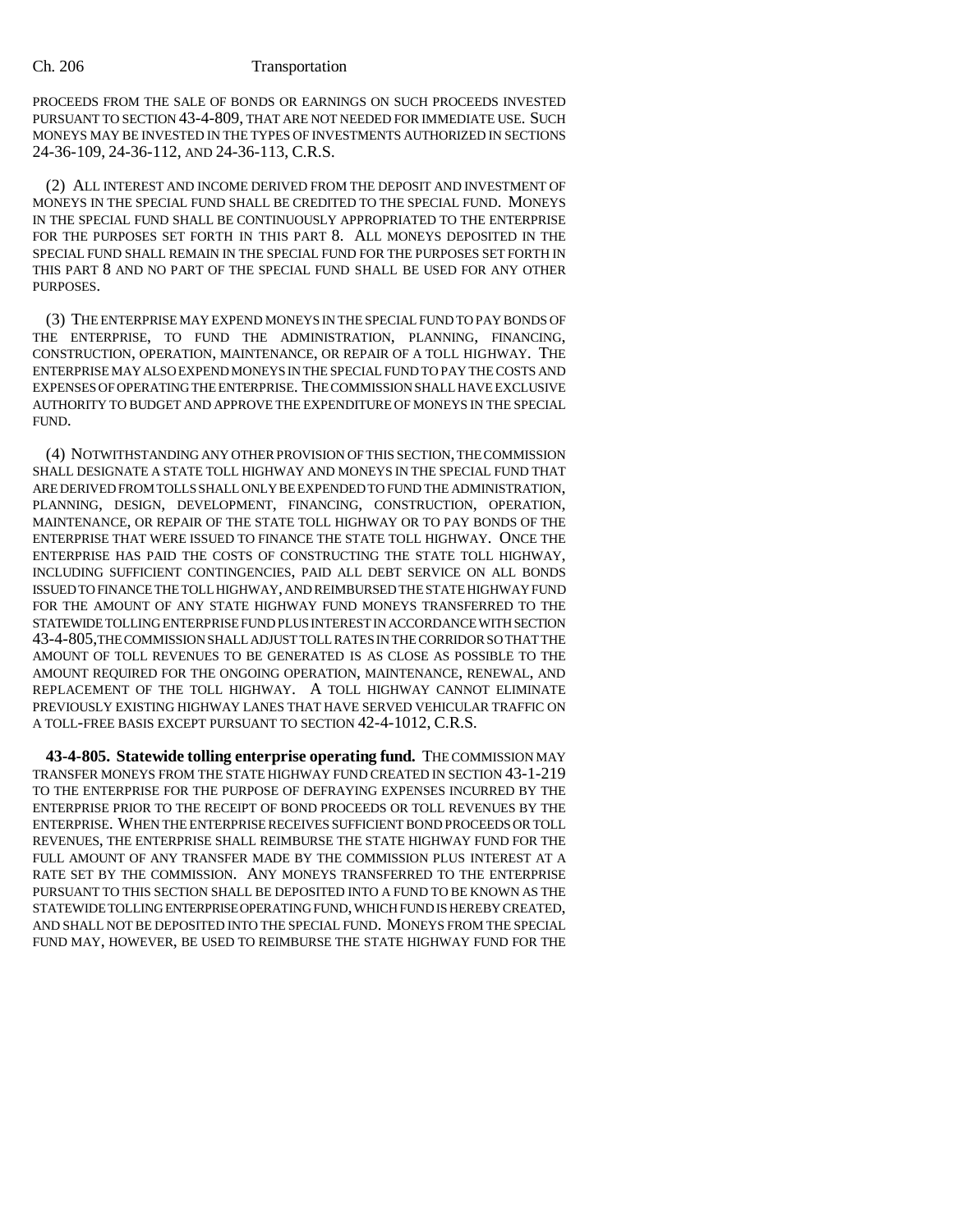PROCEEDS FROM THE SALE OF BONDS OR EARNINGS ON SUCH PROCEEDS INVESTED PURSUANT TO SECTION 43-4-809, THAT ARE NOT NEEDED FOR IMMEDIATE USE. SUCH MONEYS MAY BE INVESTED IN THE TYPES OF INVESTMENTS AUTHORIZED IN SECTIONS 24-36-109, 24-36-112, AND 24-36-113, C.R.S.

(2) ALL INTEREST AND INCOME DERIVED FROM THE DEPOSIT AND INVESTMENT OF MONEYS IN THE SPECIAL FUND SHALL BE CREDITED TO THE SPECIAL FUND. MONEYS IN THE SPECIAL FUND SHALL BE CONTINUOUSLY APPROPRIATED TO THE ENTERPRISE FOR THE PURPOSES SET FORTH IN THIS PART 8. ALL MONEYS DEPOSITED IN THE SPECIAL FUND SHALL REMAIN IN THE SPECIAL FUND FOR THE PURPOSES SET FORTH IN THIS PART 8 AND NO PART OF THE SPECIAL FUND SHALL BE USED FOR ANY OTHER PURPOSES.

(3) THE ENTERPRISE MAY EXPEND MONEYS IN THE SPECIAL FUND TO PAY BONDS OF THE ENTERPRISE, TO FUND THE ADMINISTRATION, PLANNING, FINANCING, CONSTRUCTION, OPERATION, MAINTENANCE, OR REPAIR OF A TOLL HIGHWAY. THE ENTERPRISE MAY ALSO EXPEND MONEYS IN THE SPECIAL FUND TO PAY THE COSTS AND EXPENSES OF OPERATING THE ENTERPRISE. THE COMMISSION SHALL HAVE EXCLUSIVE AUTHORITY TO BUDGET AND APPROVE THE EXPENDITURE OF MONEYS IN THE SPECIAL FUND.

(4) NOTWITHSTANDING ANY OTHER PROVISION OF THIS SECTION, THE COMMISSION SHALL DESIGNATE A STATE TOLL HIGHWAY AND MONEYS IN THE SPECIAL FUND THAT ARE DERIVED FROM TOLLS SHALL ONLY BE EXPENDED TO FUND THE ADMINISTRATION, PLANNING, DESIGN, DEVELOPMENT, FINANCING, CONSTRUCTION, OPERATION, MAINTENANCE, OR REPAIR OF THE STATE TOLL HIGHWAY OR TO PAY BONDS OF THE ENTERPRISE THAT WERE ISSUED TO FINANCE THE STATE TOLL HIGHWAY. ONCE THE ENTERPRISE HAS PAID THE COSTS OF CONSTRUCTING THE STATE TOLL HIGHWAY, INCLUDING SUFFICIENT CONTINGENCIES, PAID ALL DEBT SERVICE ON ALL BONDS ISSUED TO FINANCE THE TOLL HIGHWAY, AND REIMBURSED THE STATE HIGHWAY FUND FOR THE AMOUNT OF ANY STATE HIGHWAY FUND MONEYS TRANSFERRED TO THE STATEWIDE TOLLING ENTERPRISE FUND PLUS INTEREST IN ACCORDANCE WITH SECTION 43-4-805, THE COMMISSION SHALL ADJUST TOLL RATES IN THE CORRIDOR SO THAT THE AMOUNT OF TOLL REVENUES TO BE GENERATED IS AS CLOSE AS POSSIBLE TO THE AMOUNT REQUIRED FOR THE ONGOING OPERATION, MAINTENANCE, RENEWAL, AND REPLACEMENT OF THE TOLL HIGHWAY. A TOLL HIGHWAY CANNOT ELIMINATE PREVIOUSLY EXISTING HIGHWAY LANES THAT HAVE SERVED VEHICULAR TRAFFIC ON A TOLL-FREE BASIS EXCEPT PURSUANT TO SECTION 42-4-1012, C.R.S.

**43-4-805. Statewide tolling enterprise operating fund.** THE COMMISSION MAY TRANSFER MONEYS FROM THE STATE HIGHWAY FUND CREATED IN SECTION 43-1-219 TO THE ENTERPRISE FOR THE PURPOSE OF DEFRAYING EXPENSES INCURRED BY THE ENTERPRISE PRIOR TO THE RECEIPT OF BOND PROCEEDS OR TOLL REVENUES BY THE ENTERPRISE. WHEN THE ENTERPRISE RECEIVES SUFFICIENT BOND PROCEEDS OR TOLL REVENUES, THE ENTERPRISE SHALL REIMBURSE THE STATE HIGHWAY FUND FOR THE FULL AMOUNT OF ANY TRANSFER MADE BY THE COMMISSION PLUS INTEREST AT A RATE SET BY THE COMMISSION. ANY MONEYS TRANSFERRED TO THE ENTERPRISE PURSUANT TO THIS SECTION SHALL BE DEPOSITED INTO A FUND TO BE KNOWN AS THE STATEWIDE TOLLING ENTERPRISE OPERATING FUND, WHICH FUND IS HEREBY CREATED, AND SHALL NOT BE DEPOSITED INTO THE SPECIAL FUND. MONEYS FROM THE SPECIAL FUND MAY, HOWEVER, BE USED TO REIMBURSE THE STATE HIGHWAY FUND FOR THE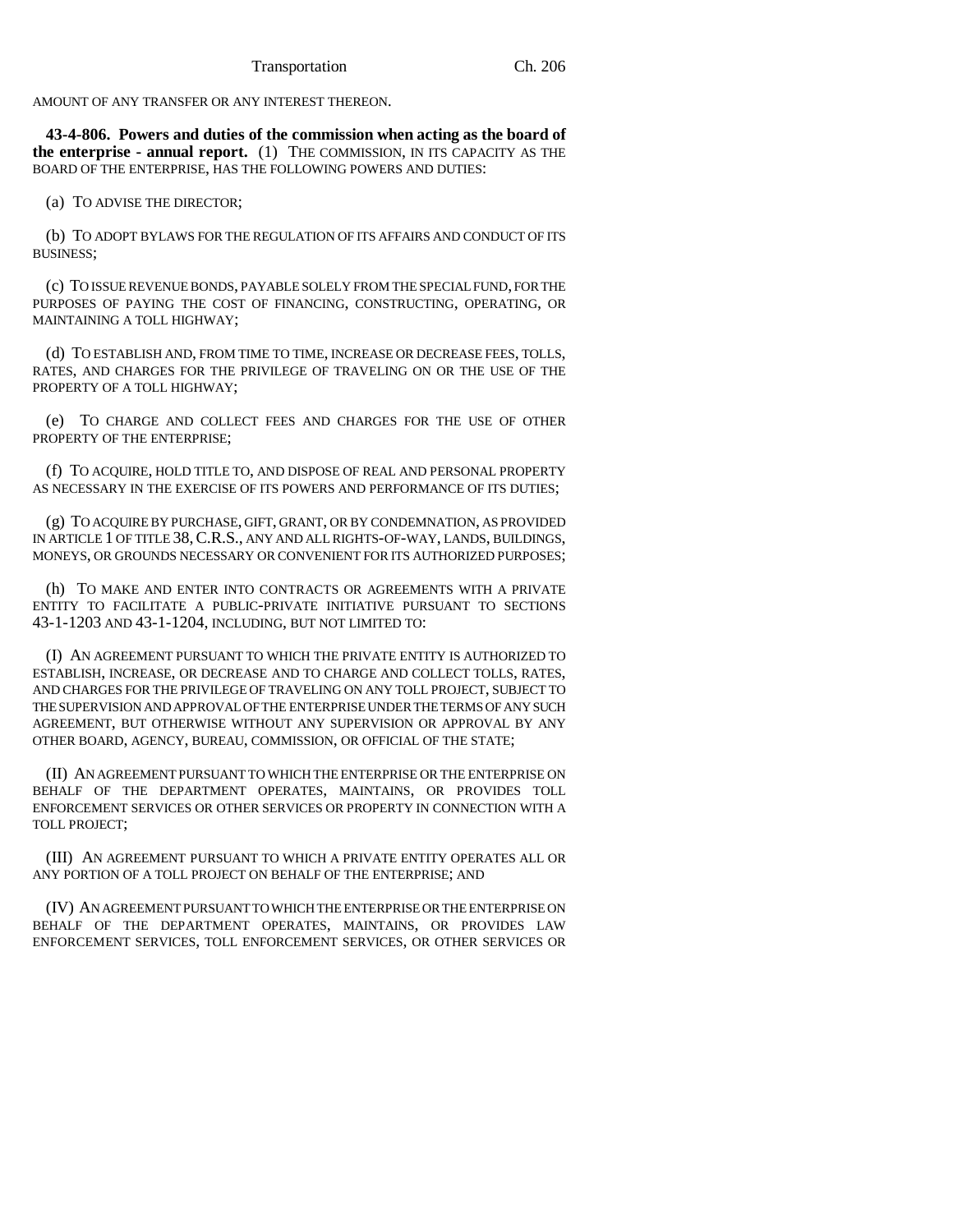AMOUNT OF ANY TRANSFER OR ANY INTEREST THEREON.

**43-4-806. Powers and duties of the commission when acting as the board of the enterprise - annual report.** (1) THE COMMISSION, IN ITS CAPACITY AS THE BOARD OF THE ENTERPRISE, HAS THE FOLLOWING POWERS AND DUTIES:

(a) TO ADVISE THE DIRECTOR;

(b) TO ADOPT BYLAWS FOR THE REGULATION OF ITS AFFAIRS AND CONDUCT OF ITS BUSINESS;

(c) TO ISSUE REVENUE BONDS, PAYABLE SOLELY FROM THE SPECIAL FUND, FOR THE PURPOSES OF PAYING THE COST OF FINANCING, CONSTRUCTING, OPERATING, OR MAINTAINING A TOLL HIGHWAY;

(d) TO ESTABLISH AND, FROM TIME TO TIME, INCREASE OR DECREASE FEES, TOLLS, RATES, AND CHARGES FOR THE PRIVILEGE OF TRAVELING ON OR THE USE OF THE PROPERTY OF A TOLL HIGHWAY;

(e) TO CHARGE AND COLLECT FEES AND CHARGES FOR THE USE OF OTHER PROPERTY OF THE ENTERPRISE;

(f) TO ACQUIRE, HOLD TITLE TO, AND DISPOSE OF REAL AND PERSONAL PROPERTY AS NECESSARY IN THE EXERCISE OF ITS POWERS AND PERFORMANCE OF ITS DUTIES;

(g) TO ACQUIRE BY PURCHASE, GIFT, GRANT, OR BY CONDEMNATION, AS PROVIDED IN ARTICLE 1 OF TITLE 38, C.R.S., ANY AND ALL RIGHTS-OF-WAY, LANDS, BUILDINGS, MONEYS, OR GROUNDS NECESSARY OR CONVENIENT FOR ITS AUTHORIZED PURPOSES;

(h) TO MAKE AND ENTER INTO CONTRACTS OR AGREEMENTS WITH A PRIVATE ENTITY TO FACILITATE A PUBLIC-PRIVATE INITIATIVE PURSUANT TO SECTIONS 43-1-1203 AND 43-1-1204, INCLUDING, BUT NOT LIMITED TO:

(I) AN AGREEMENT PURSUANT TO WHICH THE PRIVATE ENTITY IS AUTHORIZED TO ESTABLISH, INCREASE, OR DECREASE AND TO CHARGE AND COLLECT TOLLS, RATES, AND CHARGES FOR THE PRIVILEGE OF TRAVELING ON ANY TOLL PROJECT, SUBJECT TO THE SUPERVISION AND APPROVAL OF THE ENTERPRISE UNDER THE TERMS OF ANY SUCH AGREEMENT, BUT OTHERWISE WITHOUT ANY SUPERVISION OR APPROVAL BY ANY OTHER BOARD, AGENCY, BUREAU, COMMISSION, OR OFFICIAL OF THE STATE;

(II) AN AGREEMENT PURSUANT TO WHICH THE ENTERPRISE OR THE ENTERPRISE ON BEHALF OF THE DEPARTMENT OPERATES, MAINTAINS, OR PROVIDES TOLL ENFORCEMENT SERVICES OR OTHER SERVICES OR PROPERTY IN CONNECTION WITH A TOLL PROJECT;

(III) AN AGREEMENT PURSUANT TO WHICH A PRIVATE ENTITY OPERATES ALL OR ANY PORTION OF A TOLL PROJECT ON BEHALF OF THE ENTERPRISE; AND

(IV) AN AGREEMENT PURSUANT TO WHICH THE ENTERPRISE OR THE ENTERPRISE ON BEHALF OF THE DEPARTMENT OPERATES, MAINTAINS, OR PROVIDES LAW ENFORCEMENT SERVICES, TOLL ENFORCEMENT SERVICES, OR OTHER SERVICES OR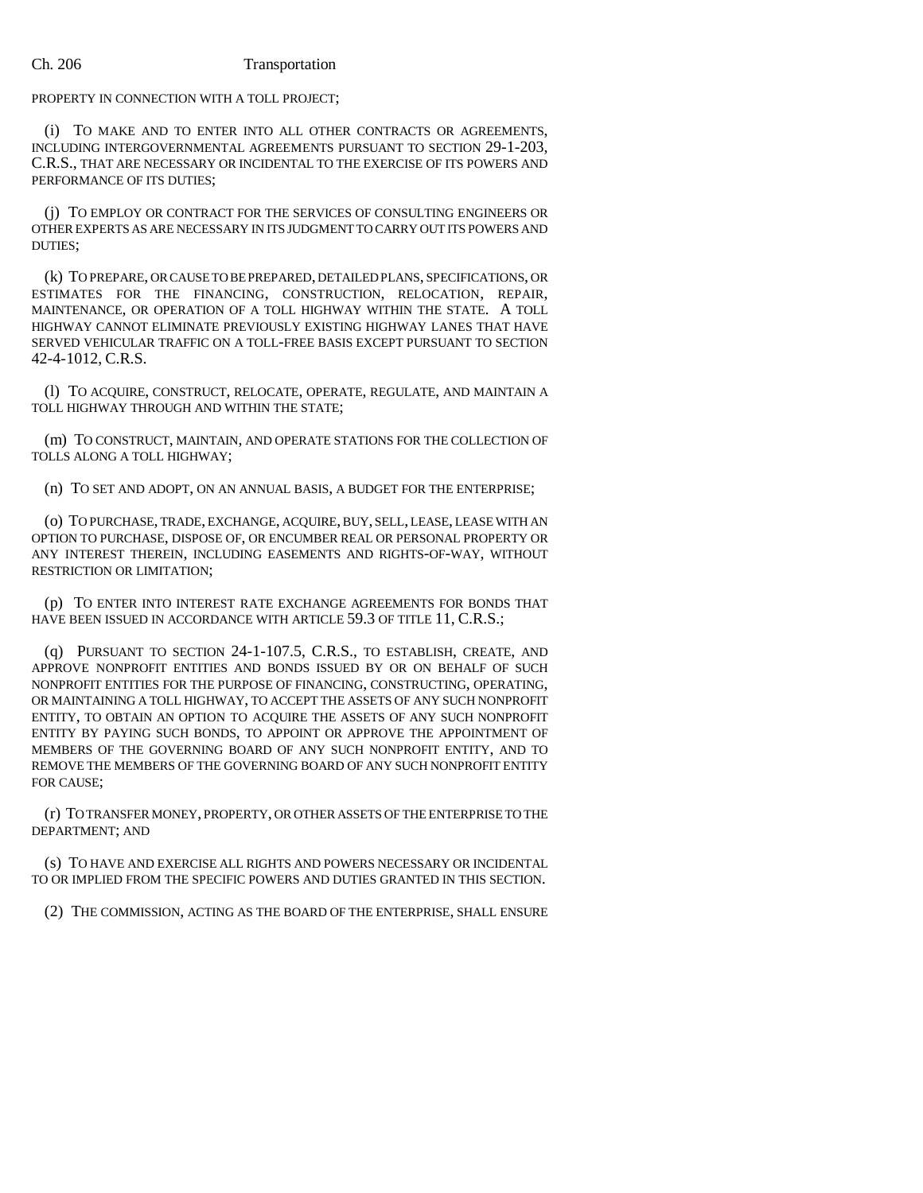PROPERTY IN CONNECTION WITH A TOLL PROJECT;

(i) TO MAKE AND TO ENTER INTO ALL OTHER CONTRACTS OR AGREEMENTS, INCLUDING INTERGOVERNMENTAL AGREEMENTS PURSUANT TO SECTION 29-1-203, C.R.S., THAT ARE NECESSARY OR INCIDENTAL TO THE EXERCISE OF ITS POWERS AND PERFORMANCE OF ITS DUTIES;

(j) TO EMPLOY OR CONTRACT FOR THE SERVICES OF CONSULTING ENGINEERS OR OTHER EXPERTS AS ARE NECESSARY IN ITS JUDGMENT TO CARRY OUT ITS POWERS AND DUTIES;

(k) TO PREPARE, OR CAUSE TO BE PREPARED, DETAILED PLANS, SPECIFICATIONS, OR ESTIMATES FOR THE FINANCING, CONSTRUCTION, RELOCATION, REPAIR, MAINTENANCE, OR OPERATION OF A TOLL HIGHWAY WITHIN THE STATE. A TOLL HIGHWAY CANNOT ELIMINATE PREVIOUSLY EXISTING HIGHWAY LANES THAT HAVE SERVED VEHICULAR TRAFFIC ON A TOLL-FREE BASIS EXCEPT PURSUANT TO SECTION 42-4-1012, C.R.S.

(l) TO ACQUIRE, CONSTRUCT, RELOCATE, OPERATE, REGULATE, AND MAINTAIN A TOLL HIGHWAY THROUGH AND WITHIN THE STATE;

(m) TO CONSTRUCT, MAINTAIN, AND OPERATE STATIONS FOR THE COLLECTION OF TOLLS ALONG A TOLL HIGHWAY;

(n) TO SET AND ADOPT, ON AN ANNUAL BASIS, A BUDGET FOR THE ENTERPRISE;

(o) TO PURCHASE, TRADE, EXCHANGE, ACQUIRE, BUY, SELL, LEASE, LEASE WITH AN OPTION TO PURCHASE, DISPOSE OF, OR ENCUMBER REAL OR PERSONAL PROPERTY OR ANY INTEREST THEREIN, INCLUDING EASEMENTS AND RIGHTS-OF-WAY, WITHOUT RESTRICTION OR LIMITATION;

(p) TO ENTER INTO INTEREST RATE EXCHANGE AGREEMENTS FOR BONDS THAT HAVE BEEN ISSUED IN ACCORDANCE WITH ARTICLE 59.3 OF TITLE 11, C.R.S.;

(q) PURSUANT TO SECTION 24-1-107.5, C.R.S., TO ESTABLISH, CREATE, AND APPROVE NONPROFIT ENTITIES AND BONDS ISSUED BY OR ON BEHALF OF SUCH NONPROFIT ENTITIES FOR THE PURPOSE OF FINANCING, CONSTRUCTING, OPERATING, OR MAINTAINING A TOLL HIGHWAY, TO ACCEPT THE ASSETS OF ANY SUCH NONPROFIT ENTITY, TO OBTAIN AN OPTION TO ACQUIRE THE ASSETS OF ANY SUCH NONPROFIT ENTITY BY PAYING SUCH BONDS, TO APPOINT OR APPROVE THE APPOINTMENT OF MEMBERS OF THE GOVERNING BOARD OF ANY SUCH NONPROFIT ENTITY, AND TO REMOVE THE MEMBERS OF THE GOVERNING BOARD OF ANY SUCH NONPROFIT ENTITY FOR CAUSE;

(r) TO TRANSFER MONEY, PROPERTY, OR OTHER ASSETS OF THE ENTERPRISE TO THE DEPARTMENT; AND

(s) TO HAVE AND EXERCISE ALL RIGHTS AND POWERS NECESSARY OR INCIDENTAL TO OR IMPLIED FROM THE SPECIFIC POWERS AND DUTIES GRANTED IN THIS SECTION.

(2) THE COMMISSION, ACTING AS THE BOARD OF THE ENTERPRISE, SHALL ENSURE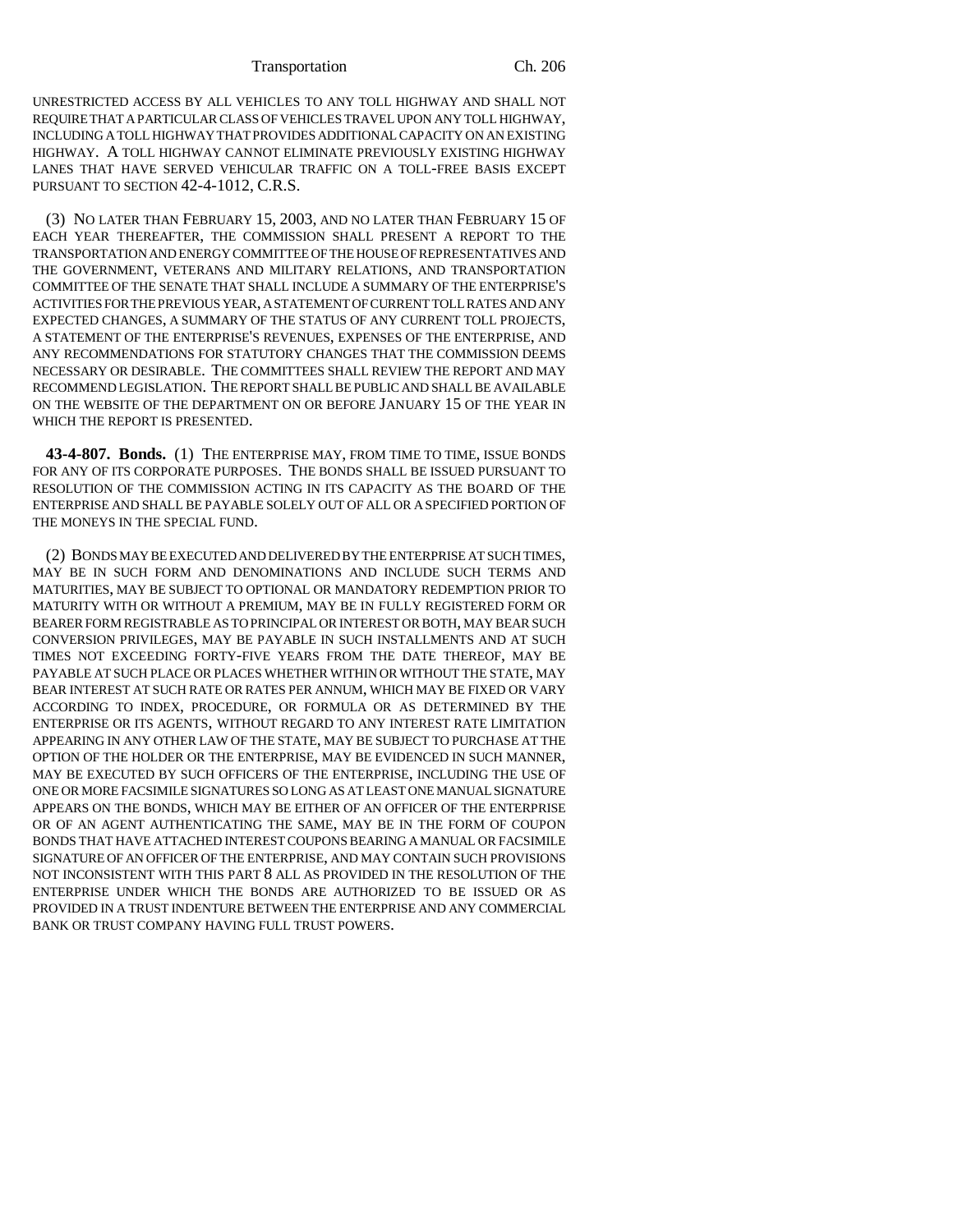UNRESTRICTED ACCESS BY ALL VEHICLES TO ANY TOLL HIGHWAY AND SHALL NOT REQUIRE THAT A PARTICULAR CLASS OF VEHICLES TRAVEL UPON ANY TOLL HIGHWAY, INCLUDING A TOLL HIGHWAY THAT PROVIDES ADDITIONAL CAPACITY ON AN EXISTING HIGHWAY. A TOLL HIGHWAY CANNOT ELIMINATE PREVIOUSLY EXISTING HIGHWAY LANES THAT HAVE SERVED VEHICULAR TRAFFIC ON A TOLL-FREE BASIS EXCEPT PURSUANT TO SECTION 42-4-1012, C.R.S.

(3) NO LATER THAN FEBRUARY 15, 2003, AND NO LATER THAN FEBRUARY 15 OF EACH YEAR THEREAFTER, THE COMMISSION SHALL PRESENT A REPORT TO THE TRANSPORTATION AND ENERGY COMMITTEE OF THE HOUSE OF REPRESENTATIVES AND THE GOVERNMENT, VETERANS AND MILITARY RELATIONS, AND TRANSPORTATION COMMITTEE OF THE SENATE THAT SHALL INCLUDE A SUMMARY OF THE ENTERPRISE'S ACTIVITIES FOR THE PREVIOUS YEAR, A STATEMENT OF CURRENT TOLL RATES AND ANY EXPECTED CHANGES, A SUMMARY OF THE STATUS OF ANY CURRENT TOLL PROJECTS, A STATEMENT OF THE ENTERPRISE'S REVENUES, EXPENSES OF THE ENTERPRISE, AND ANY RECOMMENDATIONS FOR STATUTORY CHANGES THAT THE COMMISSION DEEMS NECESSARY OR DESIRABLE. THE COMMITTEES SHALL REVIEW THE REPORT AND MAY RECOMMEND LEGISLATION. THE REPORT SHALL BE PUBLIC AND SHALL BE AVAILABLE ON THE WEBSITE OF THE DEPARTMENT ON OR BEFORE JANUARY 15 OF THE YEAR IN WHICH THE REPORT IS PRESENTED.

**43-4-807. Bonds.** (1) THE ENTERPRISE MAY, FROM TIME TO TIME, ISSUE BONDS FOR ANY OF ITS CORPORATE PURPOSES. THE BONDS SHALL BE ISSUED PURSUANT TO RESOLUTION OF THE COMMISSION ACTING IN ITS CAPACITY AS THE BOARD OF THE ENTERPRISE AND SHALL BE PAYABLE SOLELY OUT OF ALL OR A SPECIFIED PORTION OF THE MONEYS IN THE SPECIAL FUND.

(2) BONDS MAY BE EXECUTED AND DELIVERED BY THE ENTERPRISE AT SUCH TIMES, MAY BE IN SUCH FORM AND DENOMINATIONS AND INCLUDE SUCH TERMS AND MATURITIES, MAY BE SUBJECT TO OPTIONAL OR MANDATORY REDEMPTION PRIOR TO MATURITY WITH OR WITHOUT A PREMIUM, MAY BE IN FULLY REGISTERED FORM OR BEARER FORM REGISTRABLE AS TO PRINCIPAL OR INTEREST OR BOTH, MAY BEAR SUCH CONVERSION PRIVILEGES, MAY BE PAYABLE IN SUCH INSTALLMENTS AND AT SUCH TIMES NOT EXCEEDING FORTY-FIVE YEARS FROM THE DATE THEREOF, MAY BE PAYABLE AT SUCH PLACE OR PLACES WHETHER WITHIN OR WITHOUT THE STATE, MAY BEAR INTEREST AT SUCH RATE OR RATES PER ANNUM, WHICH MAY BE FIXED OR VARY ACCORDING TO INDEX, PROCEDURE, OR FORMULA OR AS DETERMINED BY THE ENTERPRISE OR ITS AGENTS, WITHOUT REGARD TO ANY INTEREST RATE LIMITATION APPEARING IN ANY OTHER LAW OF THE STATE, MAY BE SUBJECT TO PURCHASE AT THE OPTION OF THE HOLDER OR THE ENTERPRISE, MAY BE EVIDENCED IN SUCH MANNER, MAY BE EXECUTED BY SUCH OFFICERS OF THE ENTERPRISE, INCLUDING THE USE OF ONE OR MORE FACSIMILE SIGNATURES SO LONG AS AT LEAST ONE MANUAL SIGNATURE APPEARS ON THE BONDS, WHICH MAY BE EITHER OF AN OFFICER OF THE ENTERPRISE OR OF AN AGENT AUTHENTICATING THE SAME, MAY BE IN THE FORM OF COUPON BONDS THAT HAVE ATTACHED INTEREST COUPONS BEARING A MANUAL OR FACSIMILE SIGNATURE OF AN OFFICER OF THE ENTERPRISE, AND MAY CONTAIN SUCH PROVISIONS NOT INCONSISTENT WITH THIS PART 8 ALL AS PROVIDED IN THE RESOLUTION OF THE ENTERPRISE UNDER WHICH THE BONDS ARE AUTHORIZED TO BE ISSUED OR AS PROVIDED IN A TRUST INDENTURE BETWEEN THE ENTERPRISE AND ANY COMMERCIAL BANK OR TRUST COMPANY HAVING FULL TRUST POWERS.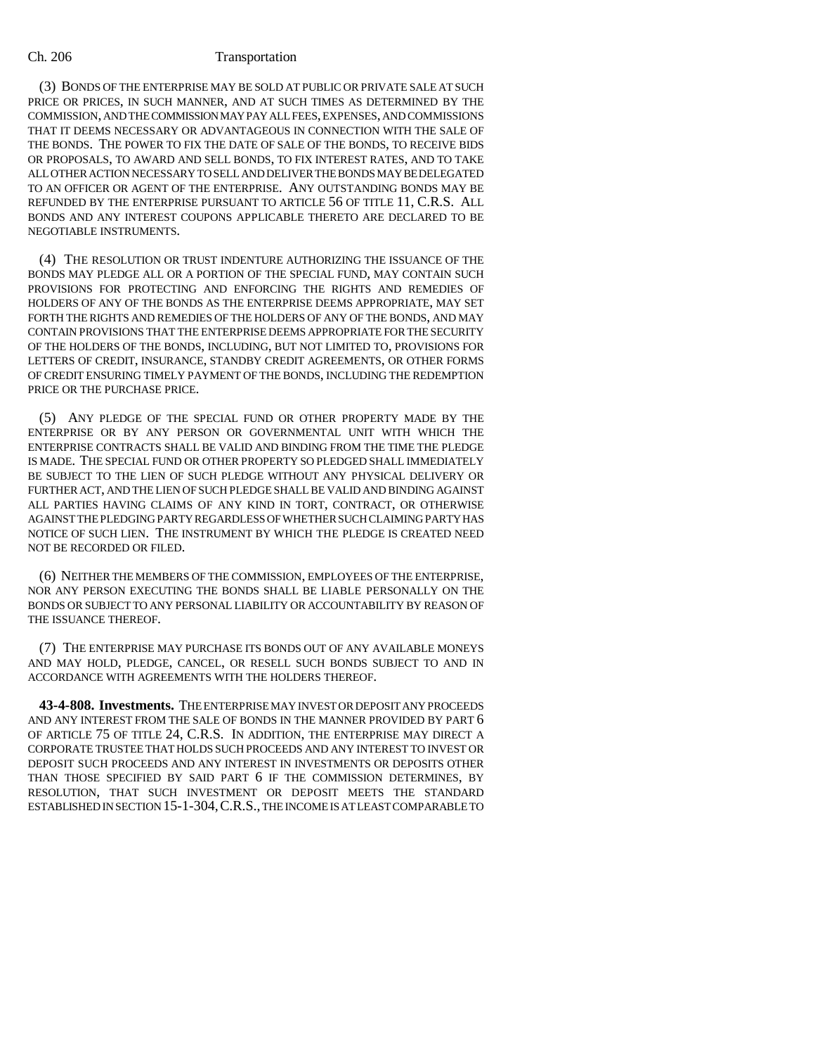(3) BONDS OF THE ENTERPRISE MAY BE SOLD AT PUBLIC OR PRIVATE SALE AT SUCH PRICE OR PRICES, IN SUCH MANNER, AND AT SUCH TIMES AS DETERMINED BY THE COMMISSION, AND THE COMMISSION MAY PAY ALL FEES, EXPENSES, AND COMMISSIONS THAT IT DEEMS NECESSARY OR ADVANTAGEOUS IN CONNECTION WITH THE SALE OF THE BONDS. THE POWER TO FIX THE DATE OF SALE OF THE BONDS, TO RECEIVE BIDS OR PROPOSALS, TO AWARD AND SELL BONDS, TO FIX INTEREST RATES, AND TO TAKE ALL OTHER ACTION NECESSARY TO SELL AND DELIVER THE BONDS MAY BE DELEGATED TO AN OFFICER OR AGENT OF THE ENTERPRISE. ANY OUTSTANDING BONDS MAY BE REFUNDED BY THE ENTERPRISE PURSUANT TO ARTICLE 56 OF TITLE 11, C.R.S. ALL BONDS AND ANY INTEREST COUPONS APPLICABLE THERETO ARE DECLARED TO BE NEGOTIABLE INSTRUMENTS.

(4) THE RESOLUTION OR TRUST INDENTURE AUTHORIZING THE ISSUANCE OF THE BONDS MAY PLEDGE ALL OR A PORTION OF THE SPECIAL FUND, MAY CONTAIN SUCH PROVISIONS FOR PROTECTING AND ENFORCING THE RIGHTS AND REMEDIES OF HOLDERS OF ANY OF THE BONDS AS THE ENTERPRISE DEEMS APPROPRIATE, MAY SET FORTH THE RIGHTS AND REMEDIES OF THE HOLDERS OF ANY OF THE BONDS, AND MAY CONTAIN PROVISIONS THAT THE ENTERPRISE DEEMS APPROPRIATE FOR THE SECURITY OF THE HOLDERS OF THE BONDS, INCLUDING, BUT NOT LIMITED TO, PROVISIONS FOR LETTERS OF CREDIT, INSURANCE, STANDBY CREDIT AGREEMENTS, OR OTHER FORMS OF CREDIT ENSURING TIMELY PAYMENT OF THE BONDS, INCLUDING THE REDEMPTION PRICE OR THE PURCHASE PRICE.

(5) ANY PLEDGE OF THE SPECIAL FUND OR OTHER PROPERTY MADE BY THE ENTERPRISE OR BY ANY PERSON OR GOVERNMENTAL UNIT WITH WHICH THE ENTERPRISE CONTRACTS SHALL BE VALID AND BINDING FROM THE TIME THE PLEDGE IS MADE. THE SPECIAL FUND OR OTHER PROPERTY SO PLEDGED SHALL IMMEDIATELY BE SUBJECT TO THE LIEN OF SUCH PLEDGE WITHOUT ANY PHYSICAL DELIVERY OR FURTHER ACT, AND THE LIEN OF SUCH PLEDGE SHALL BE VALID AND BINDING AGAINST ALL PARTIES HAVING CLAIMS OF ANY KIND IN TORT, CONTRACT, OR OTHERWISE AGAINST THE PLEDGING PARTY REGARDLESS OF WHETHER SUCH CLAIMING PARTY HAS NOTICE OF SUCH LIEN. THE INSTRUMENT BY WHICH THE PLEDGE IS CREATED NEED NOT BE RECORDED OR FILED.

(6) NEITHER THE MEMBERS OF THE COMMISSION, EMPLOYEES OF THE ENTERPRISE, NOR ANY PERSON EXECUTING THE BONDS SHALL BE LIABLE PERSONALLY ON THE BONDS OR SUBJECT TO ANY PERSONAL LIABILITY OR ACCOUNTABILITY BY REASON OF THE ISSUANCE THEREOF.

(7) THE ENTERPRISE MAY PURCHASE ITS BONDS OUT OF ANY AVAILABLE MONEYS AND MAY HOLD, PLEDGE, CANCEL, OR RESELL SUCH BONDS SUBJECT TO AND IN ACCORDANCE WITH AGREEMENTS WITH THE HOLDERS THEREOF.

**43-4-808. Investments.** THE ENTERPRISE MAY INVEST OR DEPOSIT ANY PROCEEDS AND ANY INTEREST FROM THE SALE OF BONDS IN THE MANNER PROVIDED BY PART 6 OF ARTICLE 75 OF TITLE 24, C.R.S. IN ADDITION, THE ENTERPRISE MAY DIRECT A CORPORATE TRUSTEE THAT HOLDS SUCH PROCEEDS AND ANY INTEREST TO INVEST OR DEPOSIT SUCH PROCEEDS AND ANY INTEREST IN INVESTMENTS OR DEPOSITS OTHER THAN THOSE SPECIFIED BY SAID PART 6 IF THE COMMISSION DETERMINES, BY RESOLUTION, THAT SUCH INVESTMENT OR DEPOSIT MEETS THE STANDARD ESTABLISHED IN SECTION 15-1-304, C.R.S., THE INCOME IS AT LEAST COMPARABLE TO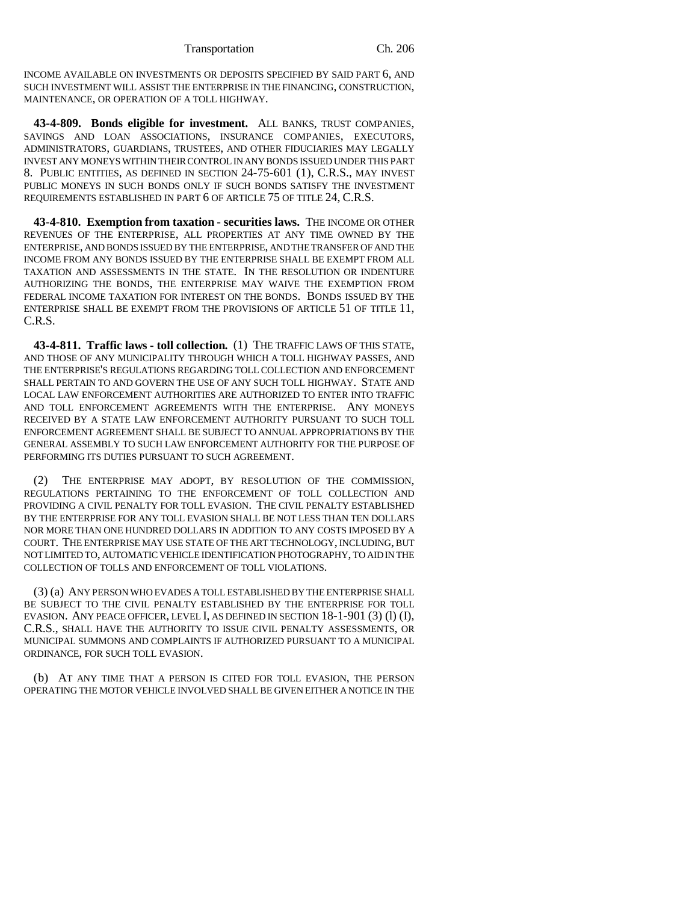INCOME AVAILABLE ON INVESTMENTS OR DEPOSITS SPECIFIED BY SAID PART 6, AND SUCH INVESTMENT WILL ASSIST THE ENTERPRISE IN THE FINANCING, CONSTRUCTION, MAINTENANCE, OR OPERATION OF A TOLL HIGHWAY.

**43-4-809. Bonds eligible for investment.** ALL BANKS, TRUST COMPANIES, SAVINGS AND LOAN ASSOCIATIONS, INSURANCE COMPANIES, EXECUTORS, ADMINISTRATORS, GUARDIANS, TRUSTEES, AND OTHER FIDUCIARIES MAY LEGALLY INVEST ANY MONEYS WITHIN THEIR CONTROL IN ANY BONDS ISSUED UNDER THIS PART 8. PUBLIC ENTITIES, AS DEFINED IN SECTION 24-75-601 (1), C.R.S., MAY INVEST PUBLIC MONEYS IN SUCH BONDS ONLY IF SUCH BONDS SATISFY THE INVESTMENT REQUIREMENTS ESTABLISHED IN PART 6 OF ARTICLE 75 OF TITLE 24, C.R.S.

**43-4-810. Exemption from taxation - securities laws.** THE INCOME OR OTHER REVENUES OF THE ENTERPRISE, ALL PROPERTIES AT ANY TIME OWNED BY THE ENTERPRISE, AND BONDS ISSUED BY THE ENTERPRISE, AND THE TRANSFER OF AND THE INCOME FROM ANY BONDS ISSUED BY THE ENTERPRISE SHALL BE EXEMPT FROM ALL TAXATION AND ASSESSMENTS IN THE STATE. IN THE RESOLUTION OR INDENTURE AUTHORIZING THE BONDS, THE ENTERPRISE MAY WAIVE THE EXEMPTION FROM FEDERAL INCOME TAXATION FOR INTEREST ON THE BONDS. BONDS ISSUED BY THE ENTERPRISE SHALL BE EXEMPT FROM THE PROVISIONS OF ARTICLE 51 OF TITLE 11, C.R.S.

**43-4-811. Traffic laws - toll collection.** (1) THE TRAFFIC LAWS OF THIS STATE, AND THOSE OF ANY MUNICIPALITY THROUGH WHICH A TOLL HIGHWAY PASSES, AND THE ENTERPRISE'S REGULATIONS REGARDING TOLL COLLECTION AND ENFORCEMENT SHALL PERTAIN TO AND GOVERN THE USE OF ANY SUCH TOLL HIGHWAY. STATE AND LOCAL LAW ENFORCEMENT AUTHORITIES ARE AUTHORIZED TO ENTER INTO TRAFFIC AND TOLL ENFORCEMENT AGREEMENTS WITH THE ENTERPRISE. ANY MONEYS RECEIVED BY A STATE LAW ENFORCEMENT AUTHORITY PURSUANT TO SUCH TOLL ENFORCEMENT AGREEMENT SHALL BE SUBJECT TO ANNUAL APPROPRIATIONS BY THE GENERAL ASSEMBLY TO SUCH LAW ENFORCEMENT AUTHORITY FOR THE PURPOSE OF PERFORMING ITS DUTIES PURSUANT TO SUCH AGREEMENT.

(2) THE ENTERPRISE MAY ADOPT, BY RESOLUTION OF THE COMMISSION, REGULATIONS PERTAINING TO THE ENFORCEMENT OF TOLL COLLECTION AND PROVIDING A CIVIL PENALTY FOR TOLL EVASION. THE CIVIL PENALTY ESTABLISHED BY THE ENTERPRISE FOR ANY TOLL EVASION SHALL BE NOT LESS THAN TEN DOLLARS NOR MORE THAN ONE HUNDRED DOLLARS IN ADDITION TO ANY COSTS IMPOSED BY A COURT. THE ENTERPRISE MAY USE STATE OF THE ART TECHNOLOGY, INCLUDING, BUT NOT LIMITED TO, AUTOMATIC VEHICLE IDENTIFICATION PHOTOGRAPHY, TO AID IN THE COLLECTION OF TOLLS AND ENFORCEMENT OF TOLL VIOLATIONS.

(3) (a) ANY PERSON WHO EVADES A TOLL ESTABLISHED BY THE ENTERPRISE SHALL BE SUBJECT TO THE CIVIL PENALTY ESTABLISHED BY THE ENTERPRISE FOR TOLL EVASION. ANY PEACE OFFICER, LEVEL I, AS DEFINED IN SECTION 18-1-901 (3) (l) (I), C.R.S., SHALL HAVE THE AUTHORITY TO ISSUE CIVIL PENALTY ASSESSMENTS, OR MUNICIPAL SUMMONS AND COMPLAINTS IF AUTHORIZED PURSUANT TO A MUNICIPAL ORDINANCE, FOR SUCH TOLL EVASION.

(b) AT ANY TIME THAT A PERSON IS CITED FOR TOLL EVASION, THE PERSON OPERATING THE MOTOR VEHICLE INVOLVED SHALL BE GIVEN EITHER A NOTICE IN THE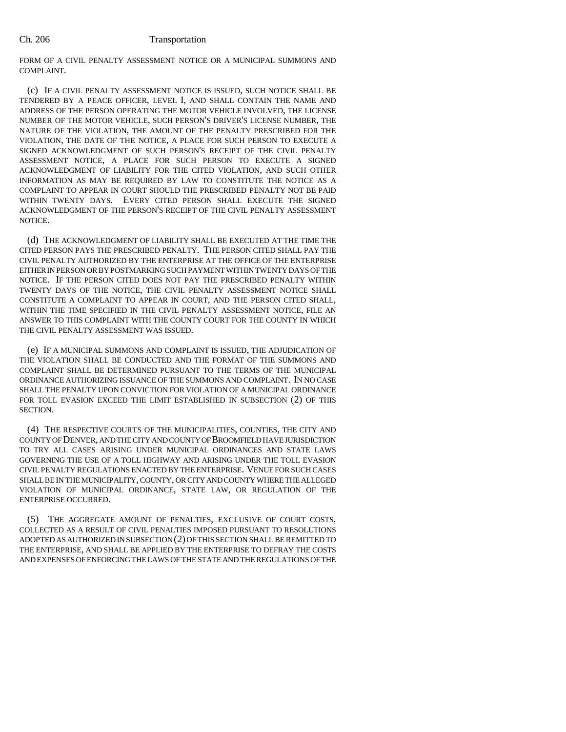FORM OF A CIVIL PENALTY ASSESSMENT NOTICE OR A MUNICIPAL SUMMONS AND COMPLAINT.

(c) IF A CIVIL PENALTY ASSESSMENT NOTICE IS ISSUED, SUCH NOTICE SHALL BE TENDERED BY A PEACE OFFICER, LEVEL I, AND SHALL CONTAIN THE NAME AND ADDRESS OF THE PERSON OPERATING THE MOTOR VEHICLE INVOLVED, THE LICENSE NUMBER OF THE MOTOR VEHICLE, SUCH PERSON'S DRIVER'S LICENSE NUMBER, THE NATURE OF THE VIOLATION, THE AMOUNT OF THE PENALTY PRESCRIBED FOR THE VIOLATION, THE DATE OF THE NOTICE, A PLACE FOR SUCH PERSON TO EXECUTE A SIGNED ACKNOWLEDGMENT OF SUCH PERSON'S RECEIPT OF THE CIVIL PENALTY ASSESSMENT NOTICE, A PLACE FOR SUCH PERSON TO EXECUTE A SIGNED ACKNOWLEDGMENT OF LIABILITY FOR THE CITED VIOLATION, AND SUCH OTHER INFORMATION AS MAY BE REQUIRED BY LAW TO CONSTITUTE THE NOTICE AS A COMPLAINT TO APPEAR IN COURT SHOULD THE PRESCRIBED PENALTY NOT BE PAID WITHIN TWENTY DAYS. EVERY CITED PERSON SHALL EXECUTE THE SIGNED ACKNOWLEDGMENT OF THE PERSON'S RECEIPT OF THE CIVIL PENALTY ASSESSMENT NOTICE.

(d) THE ACKNOWLEDGMENT OF LIABILITY SHALL BE EXECUTED AT THE TIME THE CITED PERSON PAYS THE PRESCRIBED PENALTY. THE PERSON CITED SHALL PAY THE CIVIL PENALTY AUTHORIZED BY THE ENTERPRISE AT THE OFFICE OF THE ENTERPRISE EITHER IN PERSON OR BY POSTMARKING SUCH PAYMENT WITHIN TWENTY DAYS OF THE NOTICE. IF THE PERSON CITED DOES NOT PAY THE PRESCRIBED PENALTY WITHIN TWENTY DAYS OF THE NOTICE, THE CIVIL PENALTY ASSESSMENT NOTICE SHALL CONSTITUTE A COMPLAINT TO APPEAR IN COURT, AND THE PERSON CITED SHALL, WITHIN THE TIME SPECIFIED IN THE CIVIL PENALTY ASSESSMENT NOTICE, FILE AN ANSWER TO THIS COMPLAINT WITH THE COUNTY COURT FOR THE COUNTY IN WHICH THE CIVIL PENALTY ASSESSMENT WAS ISSUED.

(e) IF A MUNICIPAL SUMMONS AND COMPLAINT IS ISSUED, THE ADJUDICATION OF THE VIOLATION SHALL BE CONDUCTED AND THE FORMAT OF THE SUMMONS AND COMPLAINT SHALL BE DETERMINED PURSUANT TO THE TERMS OF THE MUNICIPAL ORDINANCE AUTHORIZING ISSUANCE OF THE SUMMONS AND COMPLAINT. IN NO CASE SHALL THE PENALTY UPON CONVICTION FOR VIOLATION OF A MUNICIPAL ORDINANCE FOR TOLL EVASION EXCEED THE LIMIT ESTABLISHED IN SUBSECTION (2) OF THIS SECTION.

(4) THE RESPECTIVE COURTS OF THE MUNICIPALITIES, COUNTIES, THE CITY AND COUNTY OF DENVER, AND THE CITY AND COUNTY OF BROOMFIELD HAVE JURISDICTION TO TRY ALL CASES ARISING UNDER MUNICIPAL ORDINANCES AND STATE LAWS GOVERNING THE USE OF A TOLL HIGHWAY AND ARISING UNDER THE TOLL EVASION CIVIL PENALTY REGULATIONS ENACTED BY THE ENTERPRISE. VENUE FOR SUCH CASES SHALL BE IN THE MUNICIPALITY, COUNTY, OR CITY AND COUNTY WHERE THE ALLEGED VIOLATION OF MUNICIPAL ORDINANCE, STATE LAW, OR REGULATION OF THE ENTERPRISE OCCURRED.

(5) THE AGGREGATE AMOUNT OF PENALTIES, EXCLUSIVE OF COURT COSTS, COLLECTED AS A RESULT OF CIVIL PENALTIES IMPOSED PURSUANT TO RESOLUTIONS ADOPTED AS AUTHORIZED IN SUBSECTION (2) OF THIS SECTION SHALL BE REMITTED TO THE ENTERPRISE, AND SHALL BE APPLIED BY THE ENTERPRISE TO DEFRAY THE COSTS AND EXPENSES OF ENFORCING THE LAWS OF THE STATE AND THE REGULATIONS OF THE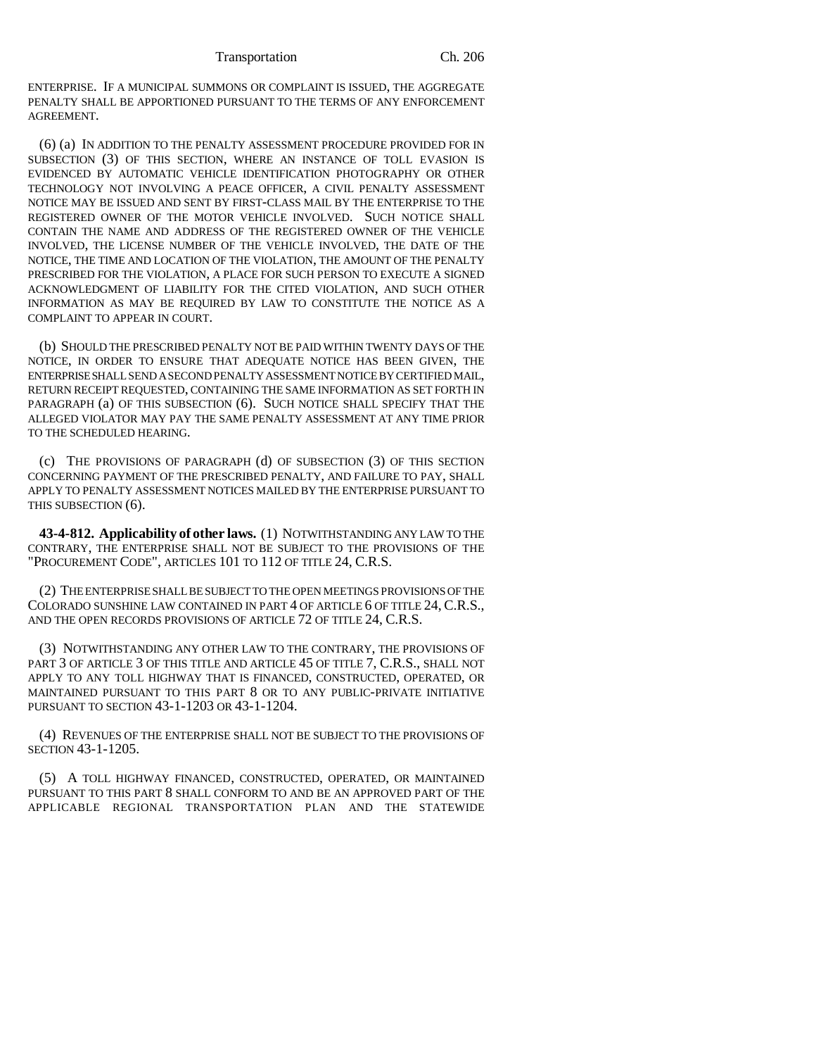ENTERPRISE. IF A MUNICIPAL SUMMONS OR COMPLAINT IS ISSUED, THE AGGREGATE PENALTY SHALL BE APPORTIONED PURSUANT TO THE TERMS OF ANY ENFORCEMENT AGREEMENT.

(6) (a) IN ADDITION TO THE PENALTY ASSESSMENT PROCEDURE PROVIDED FOR IN SUBSECTION (3) OF THIS SECTION, WHERE AN INSTANCE OF TOLL EVASION IS EVIDENCED BY AUTOMATIC VEHICLE IDENTIFICATION PHOTOGRAPHY OR OTHER TECHNOLOGY NOT INVOLVING A PEACE OFFICER, A CIVIL PENALTY ASSESSMENT NOTICE MAY BE ISSUED AND SENT BY FIRST-CLASS MAIL BY THE ENTERPRISE TO THE REGISTERED OWNER OF THE MOTOR VEHICLE INVOLVED. SUCH NOTICE SHALL CONTAIN THE NAME AND ADDRESS OF THE REGISTERED OWNER OF THE VEHICLE INVOLVED, THE LICENSE NUMBER OF THE VEHICLE INVOLVED, THE DATE OF THE NOTICE, THE TIME AND LOCATION OF THE VIOLATION, THE AMOUNT OF THE PENALTY PRESCRIBED FOR THE VIOLATION, A PLACE FOR SUCH PERSON TO EXECUTE A SIGNED ACKNOWLEDGMENT OF LIABILITY FOR THE CITED VIOLATION, AND SUCH OTHER INFORMATION AS MAY BE REQUIRED BY LAW TO CONSTITUTE THE NOTICE AS A COMPLAINT TO APPEAR IN COURT.

(b) SHOULD THE PRESCRIBED PENALTY NOT BE PAID WITHIN TWENTY DAYS OF THE NOTICE, IN ORDER TO ENSURE THAT ADEQUATE NOTICE HAS BEEN GIVEN, THE ENTERPRISE SHALL SEND A SECOND PENALTY ASSESSMENT NOTICE BY CERTIFIED MAIL, RETURN RECEIPT REQUESTED, CONTAINING THE SAME INFORMATION AS SET FORTH IN PARAGRAPH (a) OF THIS SUBSECTION (6). SUCH NOTICE SHALL SPECIFY THAT THE ALLEGED VIOLATOR MAY PAY THE SAME PENALTY ASSESSMENT AT ANY TIME PRIOR TO THE SCHEDULED HEARING.

(c) THE PROVISIONS OF PARAGRAPH (d) OF SUBSECTION (3) OF THIS SECTION CONCERNING PAYMENT OF THE PRESCRIBED PENALTY, AND FAILURE TO PAY, SHALL APPLY TO PENALTY ASSESSMENT NOTICES MAILED BY THE ENTERPRISE PURSUANT TO THIS SUBSECTION (6).

**43-4-812. Applicability of other laws.** (1) NOTWITHSTANDING ANY LAW TO THE CONTRARY, THE ENTERPRISE SHALL NOT BE SUBJECT TO THE PROVISIONS OF THE "PROCUREMENT CODE", ARTICLES 101 TO 112 OF TITLE 24, C.R.S.

(2) THE ENTERPRISE SHALL BE SUBJECT TO THE OPEN MEETINGS PROVISIONS OF THE COLORADO SUNSHINE LAW CONTAINED IN PART 4 OF ARTICLE 6 OF TITLE 24, C.R.S., AND THE OPEN RECORDS PROVISIONS OF ARTICLE 72 OF TITLE 24, C.R.S.

(3) NOTWITHSTANDING ANY OTHER LAW TO THE CONTRARY, THE PROVISIONS OF PART 3 OF ARTICLE 3 OF THIS TITLE AND ARTICLE 45 OF TITLE 7, C.R.S., SHALL NOT APPLY TO ANY TOLL HIGHWAY THAT IS FINANCED, CONSTRUCTED, OPERATED, OR MAINTAINED PURSUANT TO THIS PART 8 OR TO ANY PUBLIC-PRIVATE INITIATIVE PURSUANT TO SECTION 43-1-1203 OR 43-1-1204.

(4) REVENUES OF THE ENTERPRISE SHALL NOT BE SUBJECT TO THE PROVISIONS OF SECTION 43-1-1205.

(5) A TOLL HIGHWAY FINANCED, CONSTRUCTED, OPERATED, OR MAINTAINED PURSUANT TO THIS PART 8 SHALL CONFORM TO AND BE AN APPROVED PART OF THE APPLICABLE REGIONAL TRANSPORTATION PLAN AND THE STATEWIDE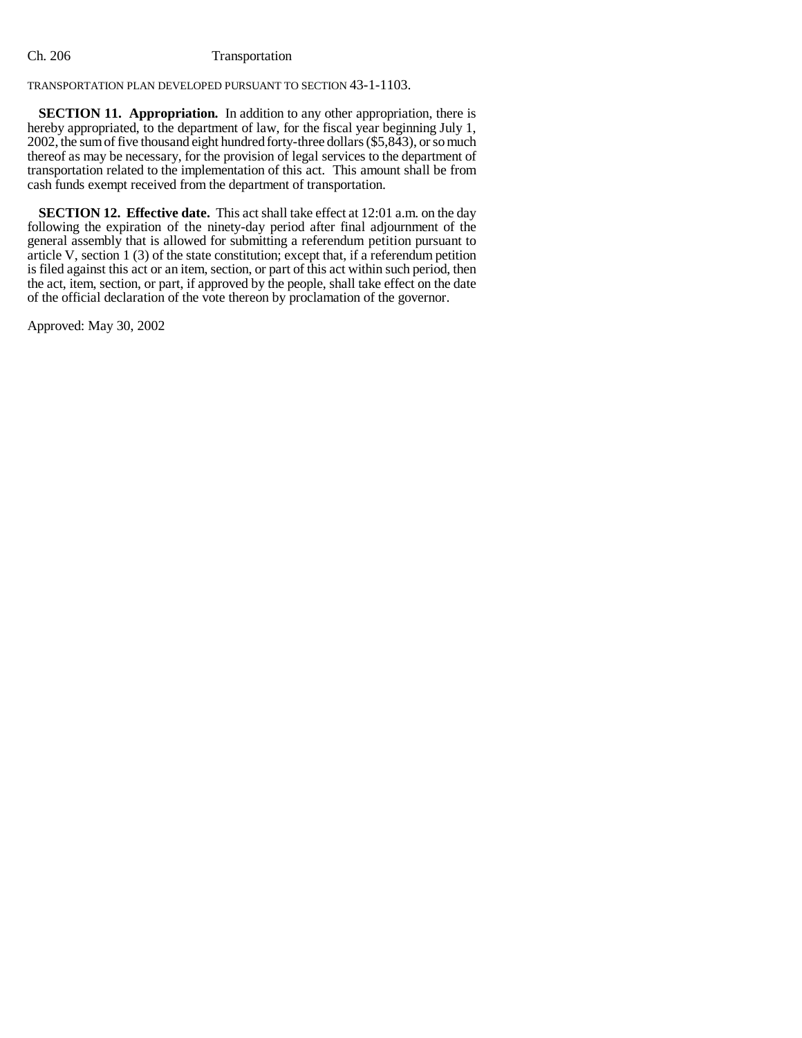TRANSPORTATION PLAN DEVELOPED PURSUANT TO SECTION 43-1-1103.

**SECTION 11. Appropriation.** In addition to any other appropriation, there is hereby appropriated, to the department of law, for the fiscal year beginning July 1, 2002, the sum of five thousand eight hundred forty-three dollars ($5,843), or so much thereof as may be necessary, for the provision of legal services to the department of transportation related to the implementation of this act. This amount shall be from cash funds exempt received from the department of transportation.

**SECTION 12. Effective date.** This act shall take effect at 12:01 a.m. on the day following the expiration of the ninety-day period after final adjournment of the general assembly that is allowed for submitting a referendum petition pursuant to article V, section 1 (3) of the state constitution; except that, if a referendum petition is filed against this act or an item, section, or part of this act within such period, then the act, item, section, or part, if approved by the people, shall take effect on the date of the official declaration of the vote thereon by proclamation of the governor.

Approved: May 30, 2002